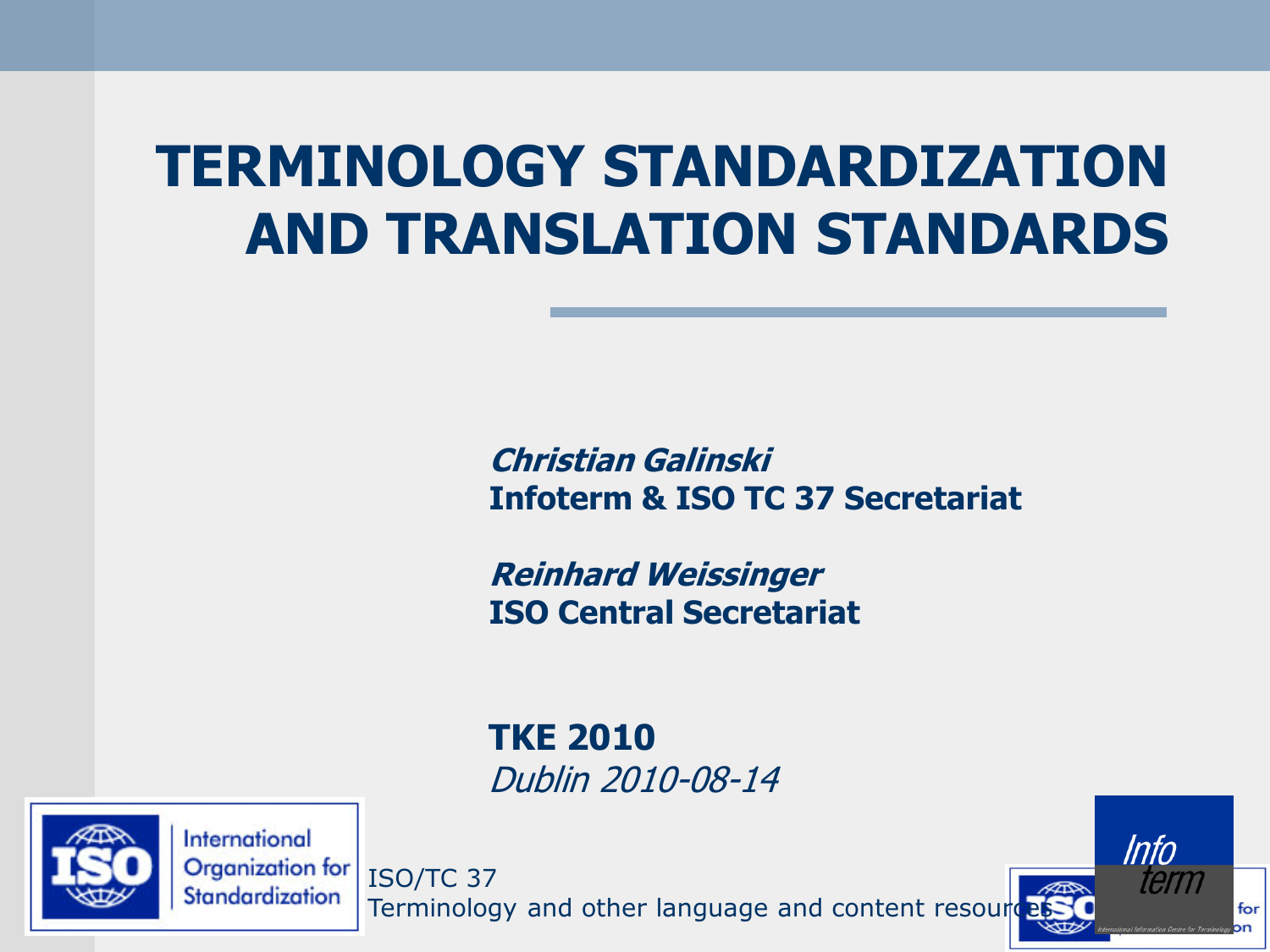# TERMINOLOGY STANDARDIZATION AND TRANSLATION STANDARDS

***Christian Galinski***
**Infoterm & ISO TC 37 Secretariat**

***Reinhard Weissinger***
**ISO Central Secretariat**

**TKE 2010**
*Dublin 2010-08-14*

International Organization for Standardization

ISO/TC 37
Terminology and other language and content resources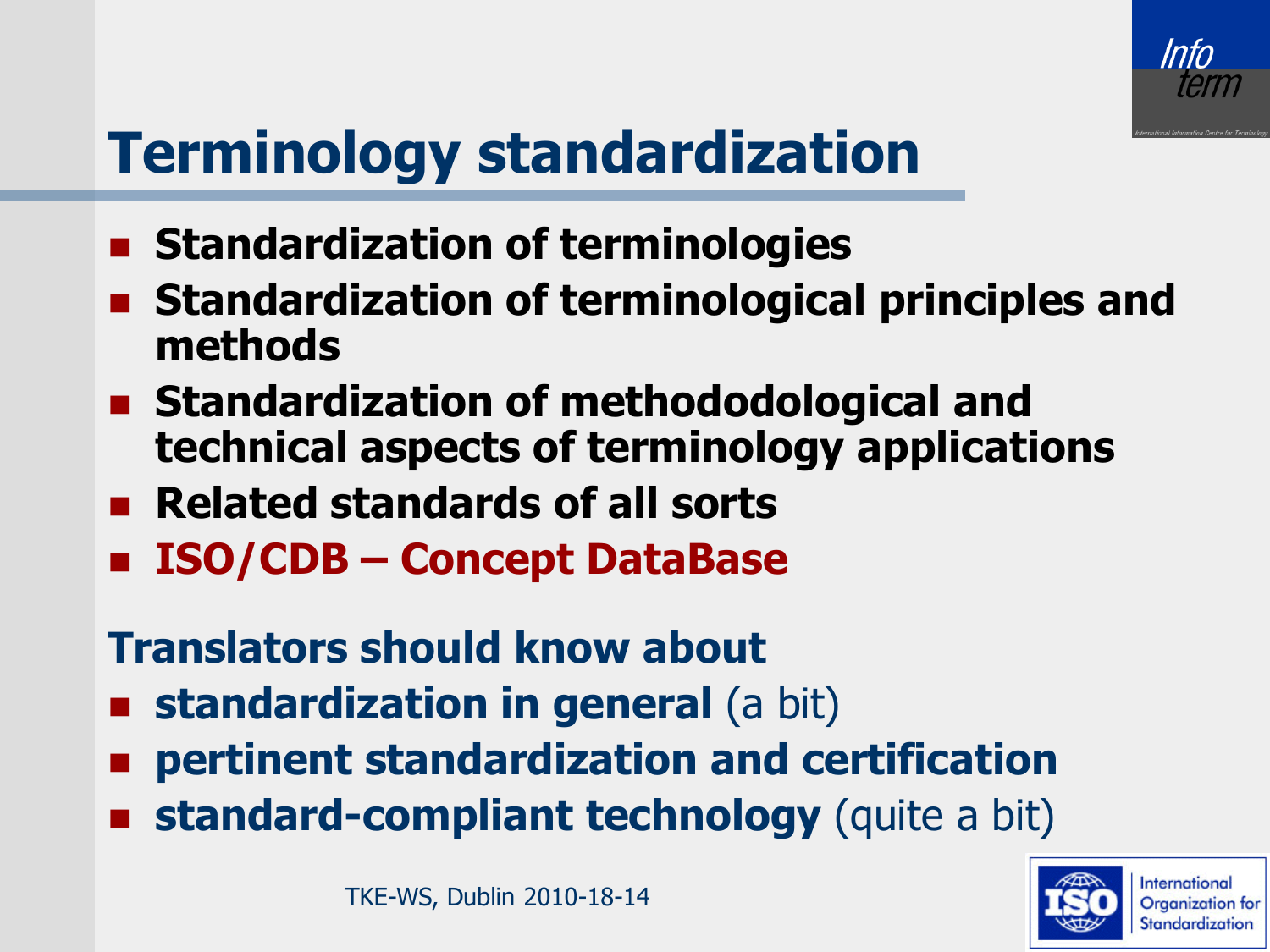# Terminology standardization

- **Standardization of terminologies**
- **Standardization of terminological principles and methods**
- **Standardization of methododological and technical aspects of terminology applications**
- **Related standards of all sorts**
- **ISO/CDB – Concept DataBase**

## Translators should know about

- **standardization in general** (a bit)
- **pertinent standardization and certification**
- **standard-compliant technology** (quite a bit)

TKE-WS, Dublin 2010-18-14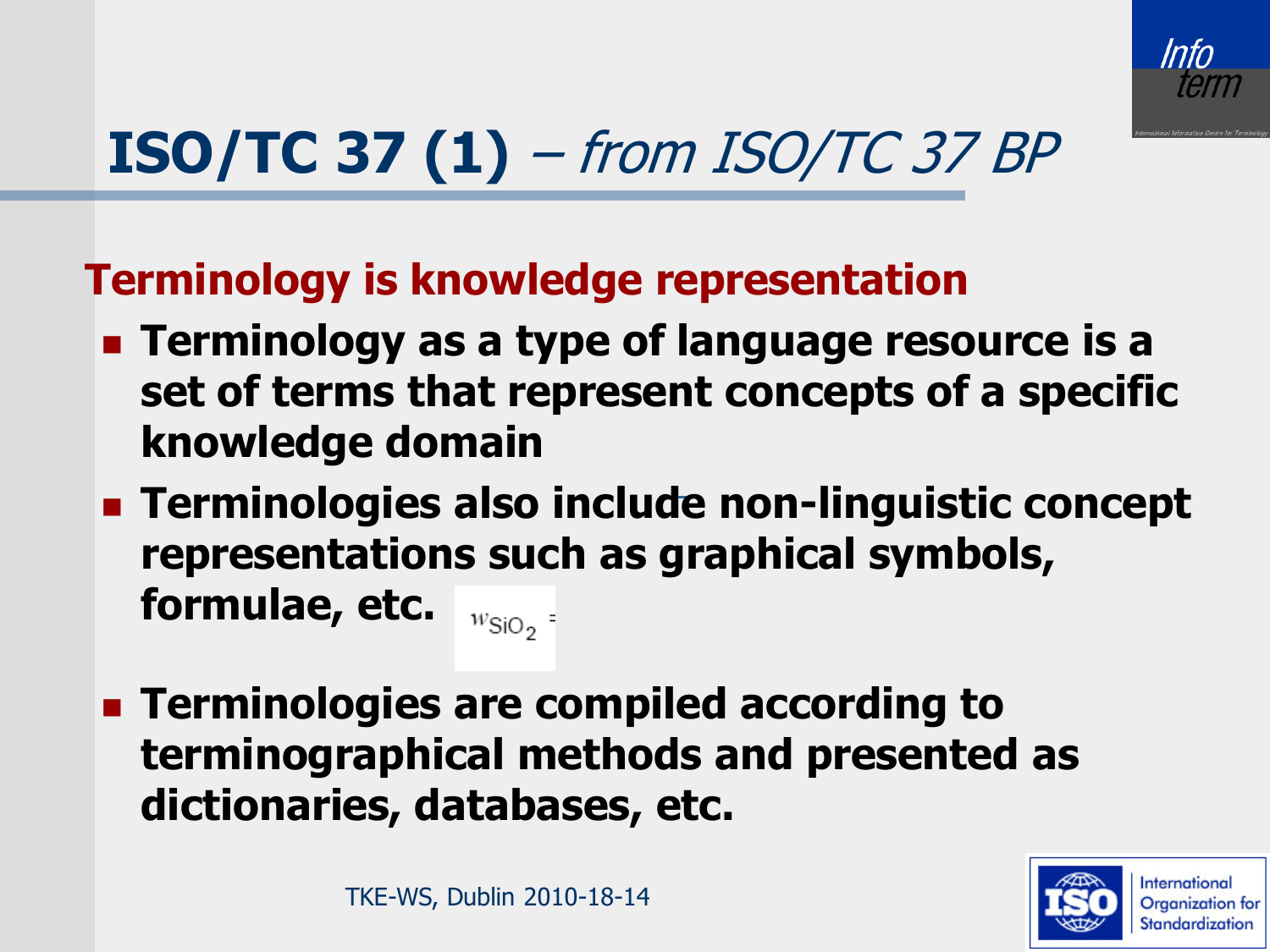# **ISO/TC 37 (1)** – *from ISO/TC 37 BP*

**Terminology is knowledge representation**

- **Terminology as a type of language resource is a set of terms that represent concepts of a specific knowledge domain**
- **Terminologies also include non-linguistic concept representations such as graphical symbols, formulae, etc.** $w_{SiO_2}$ =
- **Terminologies are compiled according to terminographical methods and presented as dictionaries, databases, etc.**

TKE-WS, Dublin 2010-18-14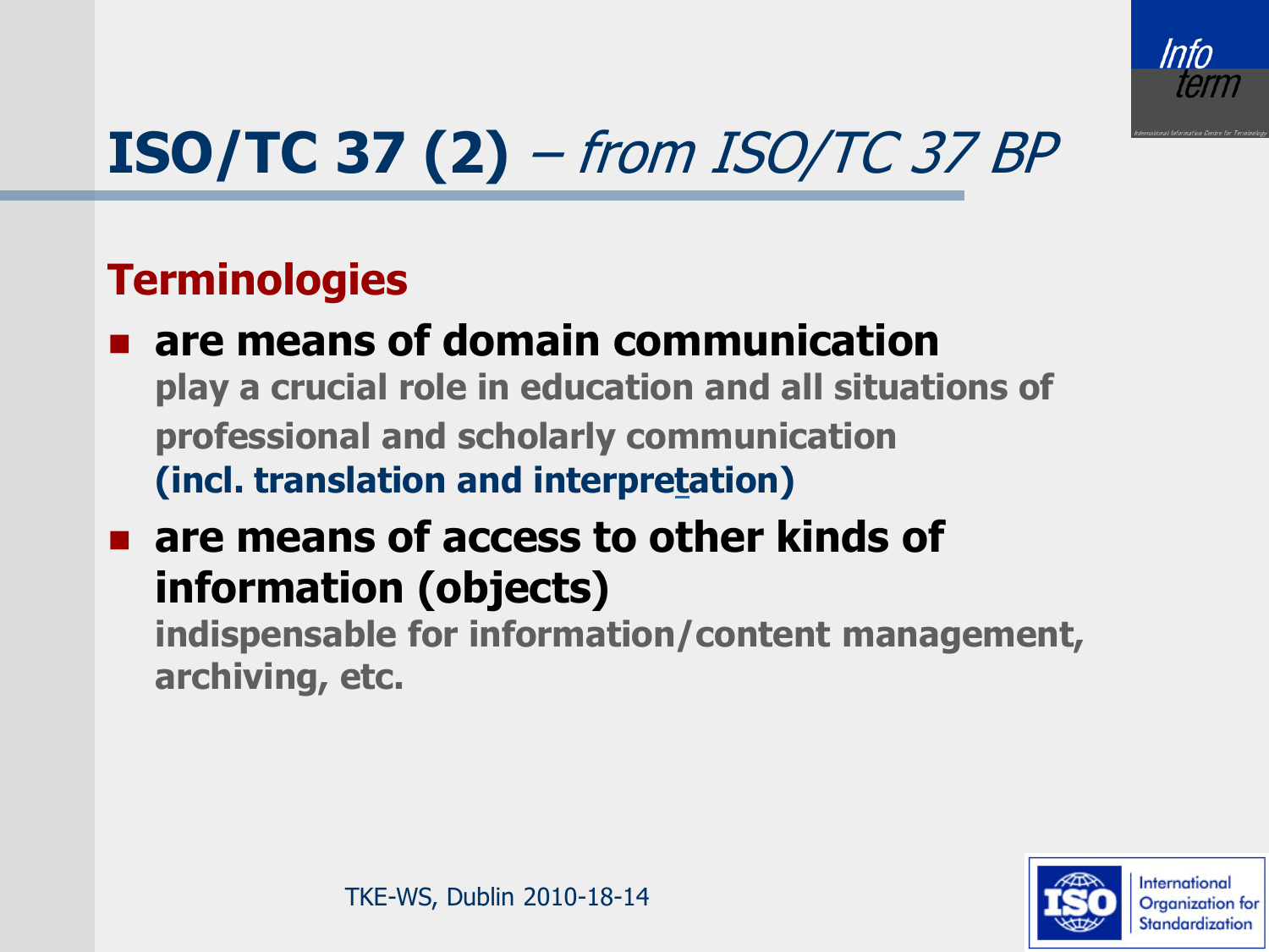# **ISO/TC 37 (2)** – *from ISO/TC 37 BP*

## Terminologies

- **are means of domain communication**
  **play a crucial role in education and all situations of professional and scholarly communication**
  **(incl. translation and interpretation)**
- **are means of access to other kinds of information (objects)**
  **indispensable for information/content management, archiving, etc.**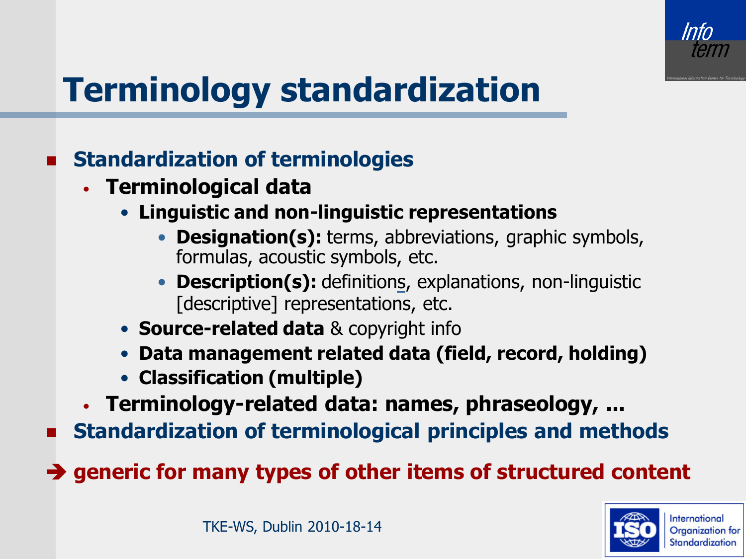# Terminology standardization

- **Standardization of terminologies**
  - **Terminological data**
    - **Linguistic and non-linguistic representations**
      - **Designation(s):** terms, abbreviations, graphic symbols, formulas, acoustic symbols, etc.
      - **Description(s):** definitions, explanations, non-linguistic [descriptive] representations, etc.
    - **Source-related data** & copyright info
    - **Data management related data (field, record, holding)**
    - **Classification (multiple)**
  - **Terminology-related data: names, phraseology, ...**
- **Standardization of terminological principles and methods**

➔ **generic for many types of other items of structured content**

TKE-WS, Dublin 2010-18-14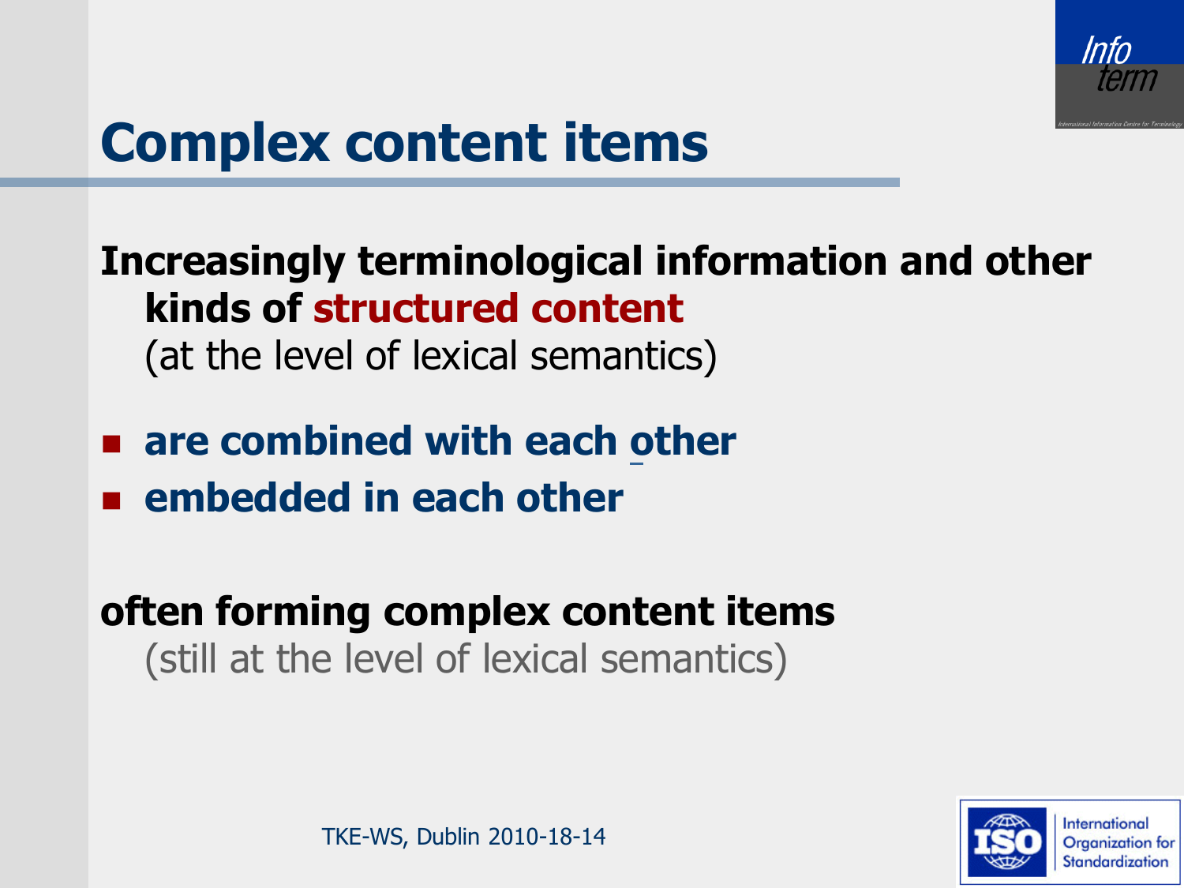# Complex content items

**Increasingly terminological information and other kinds of structured content**
(at the level of lexical semantics)

- **are combined with each other**
- **embedded in each other**

**often forming complex content items**
(still at the level of lexical semantics)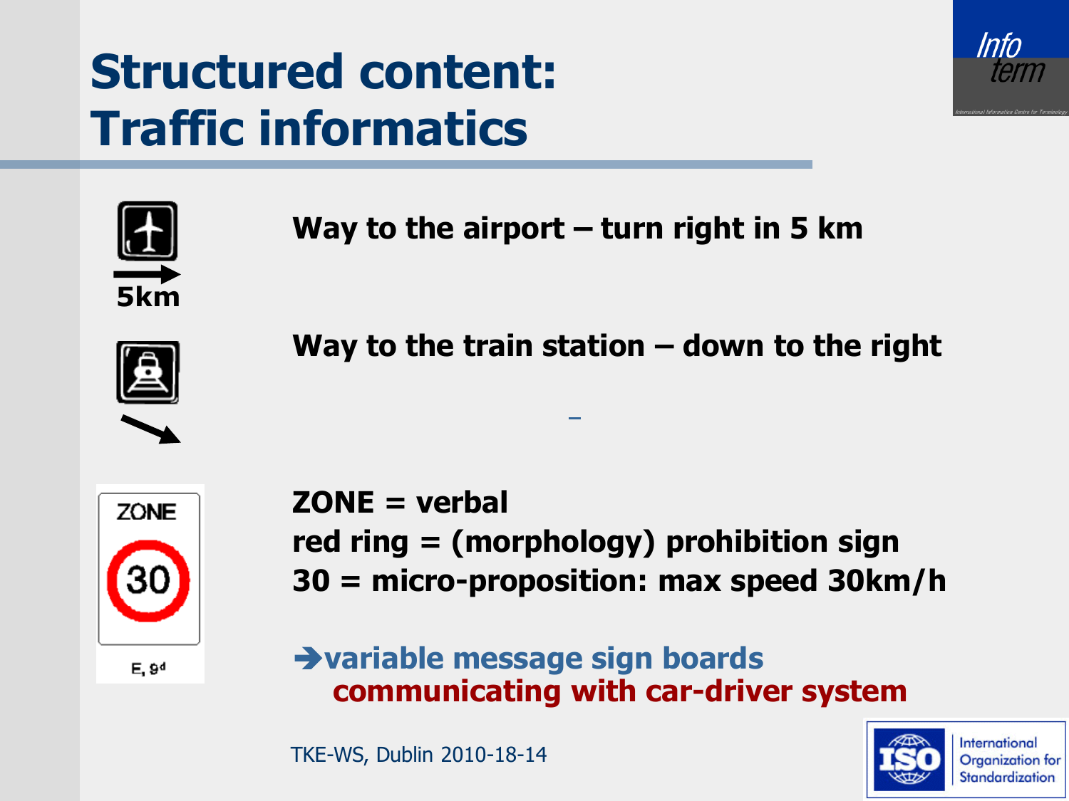# Structured content: Traffic informatics

**Way to the airport – turn right in 5 km**

**Way to the train station – down to the right**

**ZONE = verbal**
**red ring = (morphology) prohibition sign**
**30 = micro-proposition: max speed 30km/h**

**➔variable message sign boards**
**communicating with car-driver system**

TKE-WS, Dublin 2010-18-14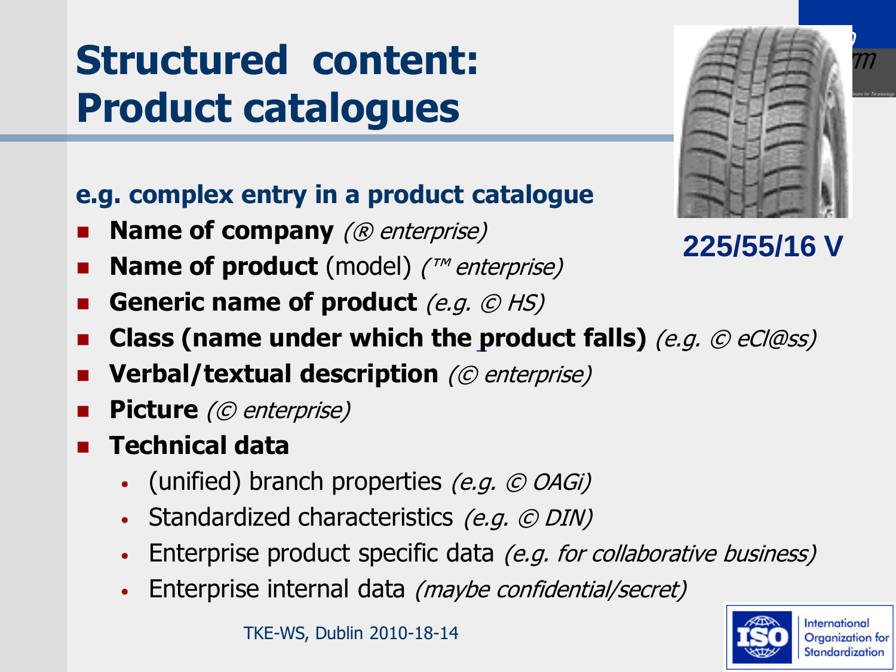# Structured content: Product catalogues

225/55/16 V

**e.g. complex entry in a product catalogue**

- **Name of company** *(® enterprise)*
- **Name of product** (model) *(™ enterprise)*
- **Generic name of product** *(e.g. © HS)*
- **Class (name under which the product falls)** *(e.g. © eCl@ss)*
- **Verbal/textual description** *(© enterprise)*
- **Picture** *(© enterprise)*
- **Technical data**
  - (unified) branch properties *(e.g. © OAGi)*
  - Standardized characteristics *(e.g. © DIN)*
  - Enterprise product specific data *(e.g. for collaborative business)*
  - Enterprise internal data *(maybe confidential/secret)*

TKE-WS, Dublin 2010-18-14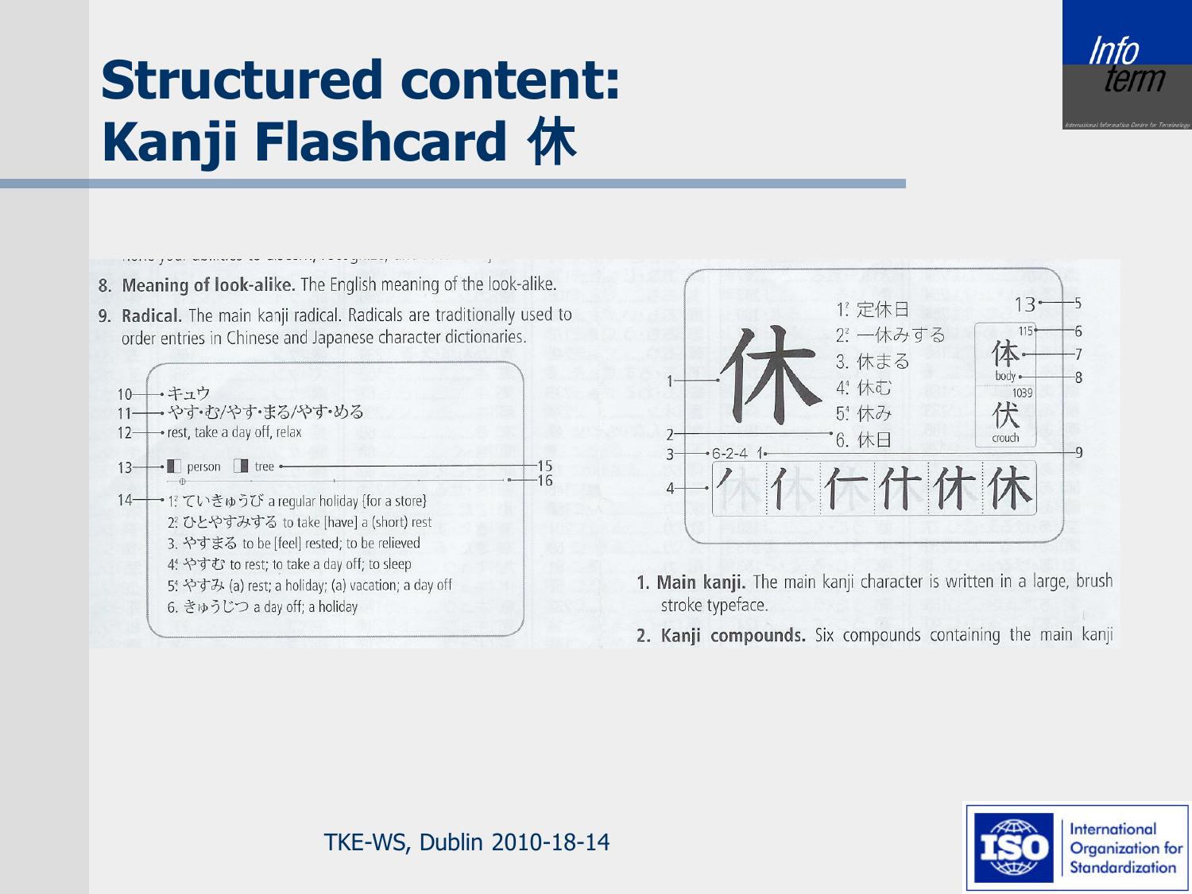# Structured content: Kanji Flashcard 休

8. **Meaning of look-alike.** The English meaning of the look-alike.
9. **Radical.** The main kanji radical. Radicals are traditionally used to order entries in Chinese and Japanese character dictionaries.

10 — キュウ
11 — やす·む/やす·まる/やす·める
12 — rest, take a day off, relax
13 — person tree — 15, 16
14 — 1. ていきゅうび a regular holiday [for a store]
2. ひとやすみする to take [have] a (short) rest
3. やすまる to be [feel] rested; to be relieved
4. やすむ to rest; to take a day off; to sleep
5. やすみ (a) rest; a holiday; (a) vacation; a day off
6. きゅうじつ a day off; a holiday

1 — 休
2 — 1. 定休日 2. 一休みする 3. 休まる 4. 休む 5. 休み 6. 休日
3 — 6-2-4 1
4 — 休 stroke order
5 — 13
6 — 115
7 — 体
8 — body
1039 伏 crouch
9

1. **Main kanji.** The main kanji character is written in a large, brush stroke typeface.
2. **Kanji compounds.** Six compounds containing the main kanji

TKE-WS, Dublin 2010-18-14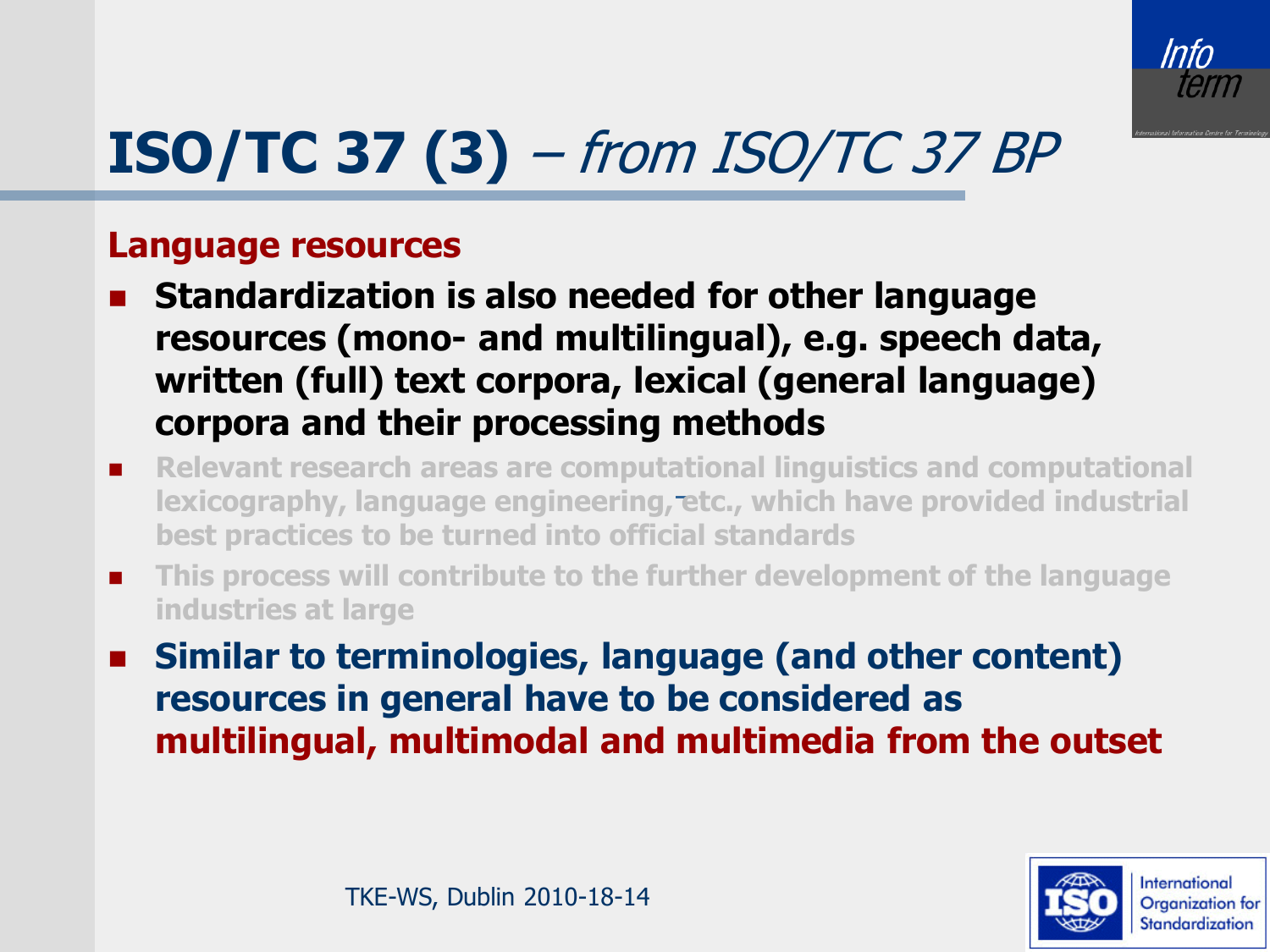# ISO/TC 37 (3) – *from ISO/TC 37 BP*

**Language resources**

- **Standardization is also needed for other language resources (mono- and multilingual), e.g. speech data, written (full) text corpora, lexical (general language) corpora and their processing methods**
- **Relevant research areas are computational linguistics and computational lexicography, language engineering, etc., which have provided industrial best practices to be turned into official standards**
- **This process will contribute to the further development of the language industries at large**
- **Similar to terminologies, language (and other content) resources in general have to be considered as multilingual, multimodal and multimedia from the outset**

TKE-WS, Dublin 2010-18-14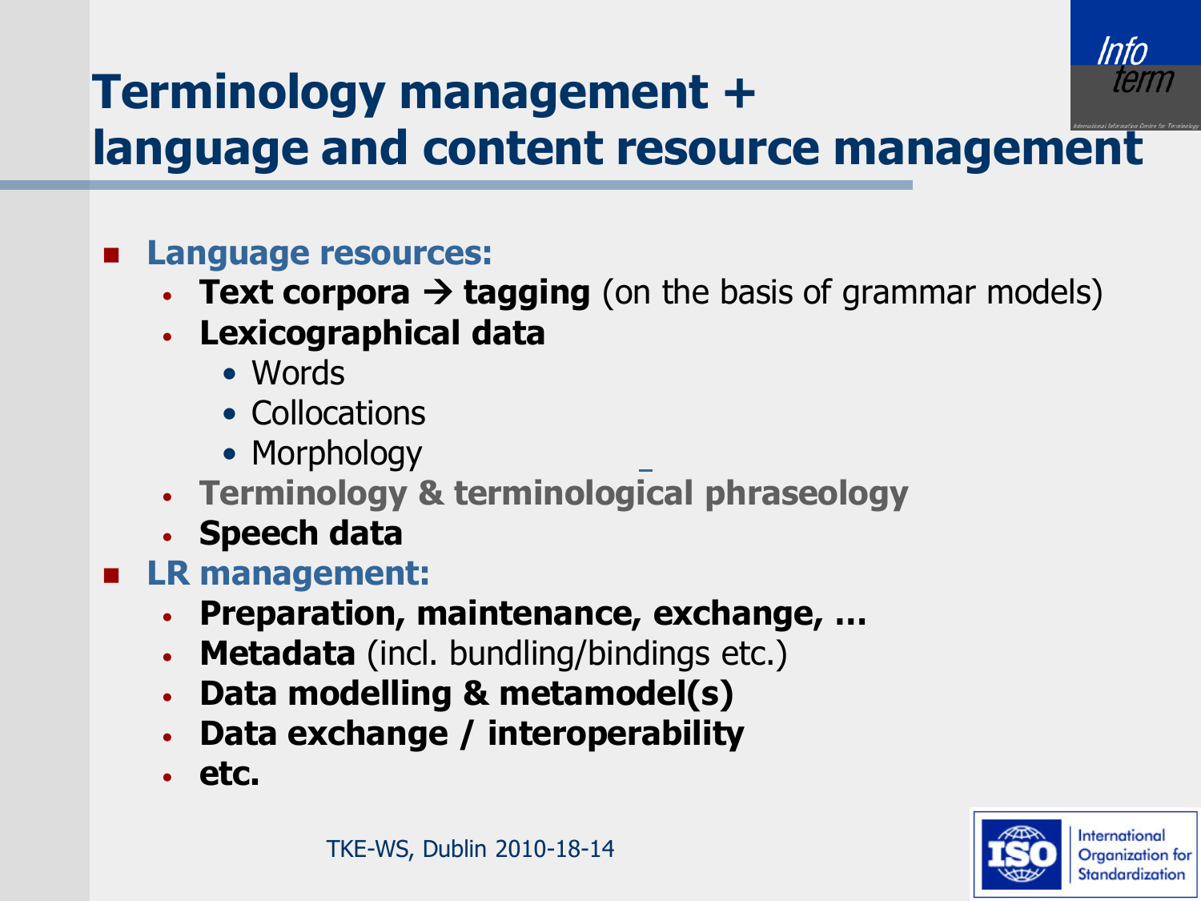# Terminology management + language and content resource management

- **Language resources:**
  - **Text corpora → tagging** (on the basis of grammar models)
  - **Lexicographical data**
    - Words
    - Collocations
    - Morphology
  - **Terminology & terminological phraseology**
  - **Speech data**
- **LR management:**
  - **Preparation, maintenance, exchange, …**
  - **Metadata** (incl. bundling/bindings etc.)
  - **Data modelling & metamodel(s)**
  - **Data exchange / interoperability**
  - **etc.**

TKE-WS, Dublin 2010-18-14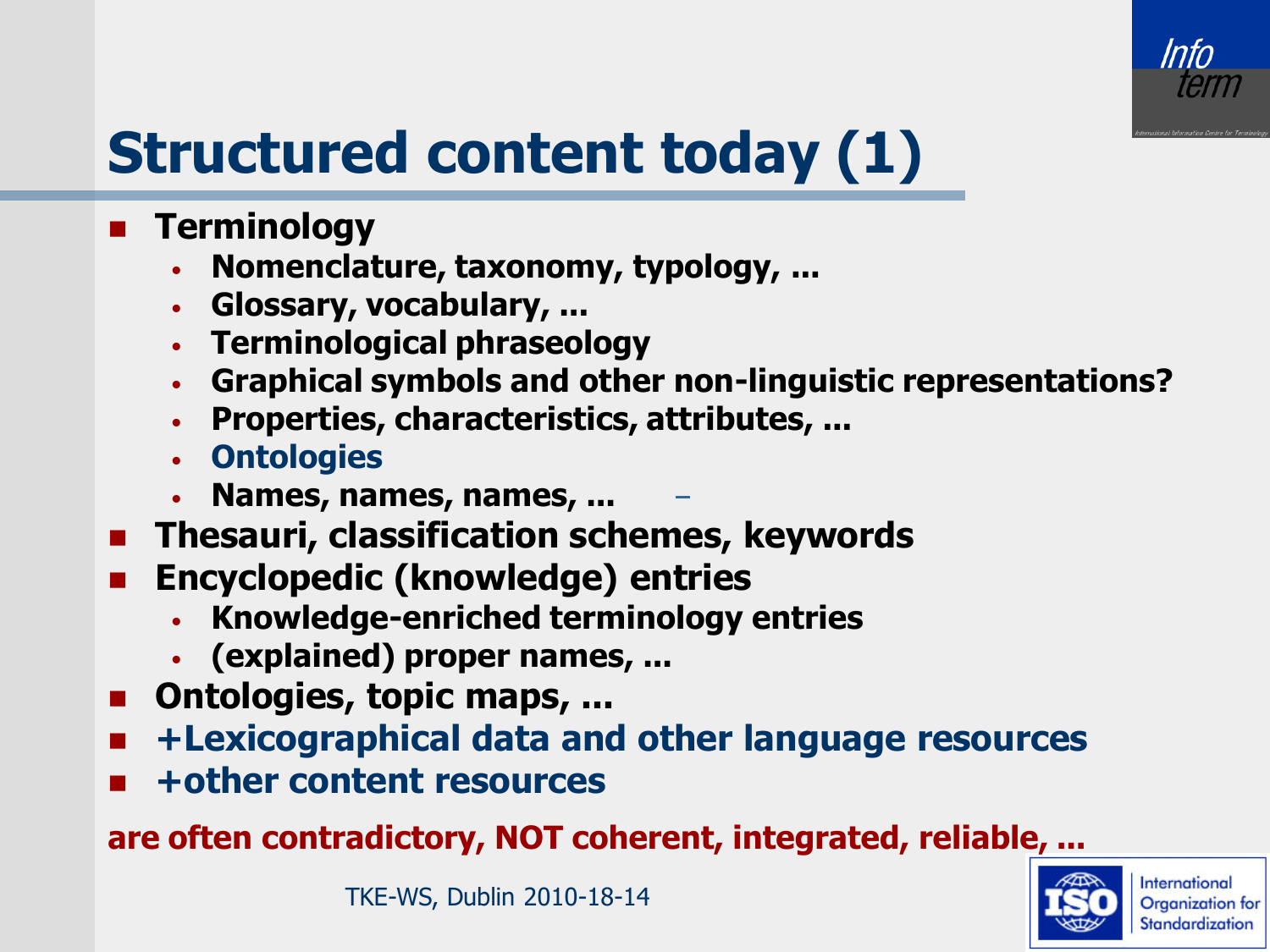# Structured content today (1)

- **Terminology**
  - **Nomenclature, taxonomy, typology, ...**
  - **Glossary, vocabulary, ...**
  - **Terminological phraseology**
  - **Graphical symbols and other non-linguistic representations?**
  - **Properties, characteristics, attributes, ...**
  - **Ontologies**
  - **Names, names, names, ...**
- **Thesauri, classification schemes, keywords**
- **Encyclopedic (knowledge) entries**
  - **Knowledge-enriched terminology entries**
  - **(explained) proper names, ...**
- **Ontologies, topic maps, ...**
- **+Lexicographical data and other language resources**
- **+other content resources**

**are often contradictory, NOT coherent, integrated, reliable, ...**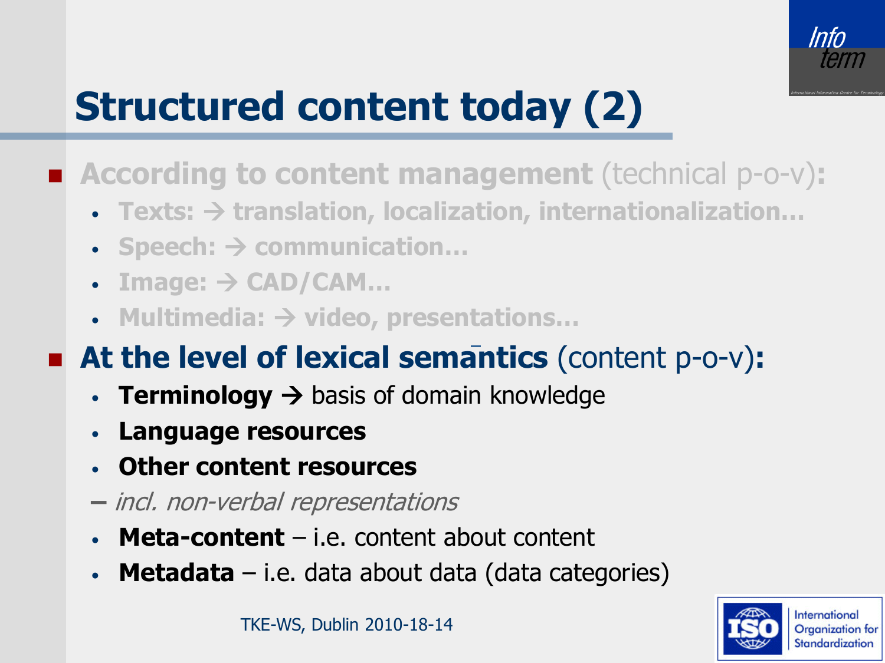# Structured content today (2)

- **According to content management** (technical p-o-v)**:**
  - **Texts: → translation, localization, internationalization…**
  - **Speech: → communication…**
  - **Image: → CAD/CAM…**
  - **Multimedia: → video, presentations…**
- **At the level of lexical semantics** (content p-o-v)**:**
  - **Terminology →** basis of domain knowledge
  - **Language resources**
  - **Other content resources**

  – *incl. non-verbal representations*

  - **Meta-content** – i.e. content about content
  - **Metadata** – i.e. data about data (data categories)

TKE-WS, Dublin 2010-18-14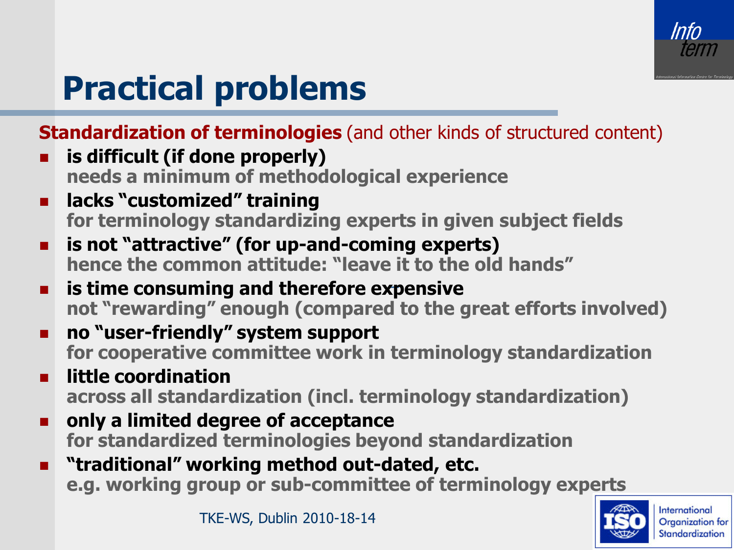# Practical problems

**Standardization of terminologies** (and other kinds of structured content)

- **is difficult (if done properly)**
  **needs a minimum of methodological experience**
- **lacks "customized" training**
  **for terminology standardizing experts in given subject fields**
- **is not "attractive" (for up-and-coming experts)**
  **hence the common attitude: "leave it to the old hands"**
- **is time consuming and therefore expensive**
  **not "rewarding" enough (compared to the great efforts involved)**
- **no "user-friendly" system support**
  **for cooperative committee work in terminology standardization**
- **little coordination**
  **across all standardization (incl. terminology standardization)**
- **only a limited degree of acceptance**
  **for standardized terminologies beyond standardization**
- **"traditional" working method out-dated, etc.**
  **e.g. working group or sub-committee of terminology experts**

TKE-WS, Dublin 2010-18-14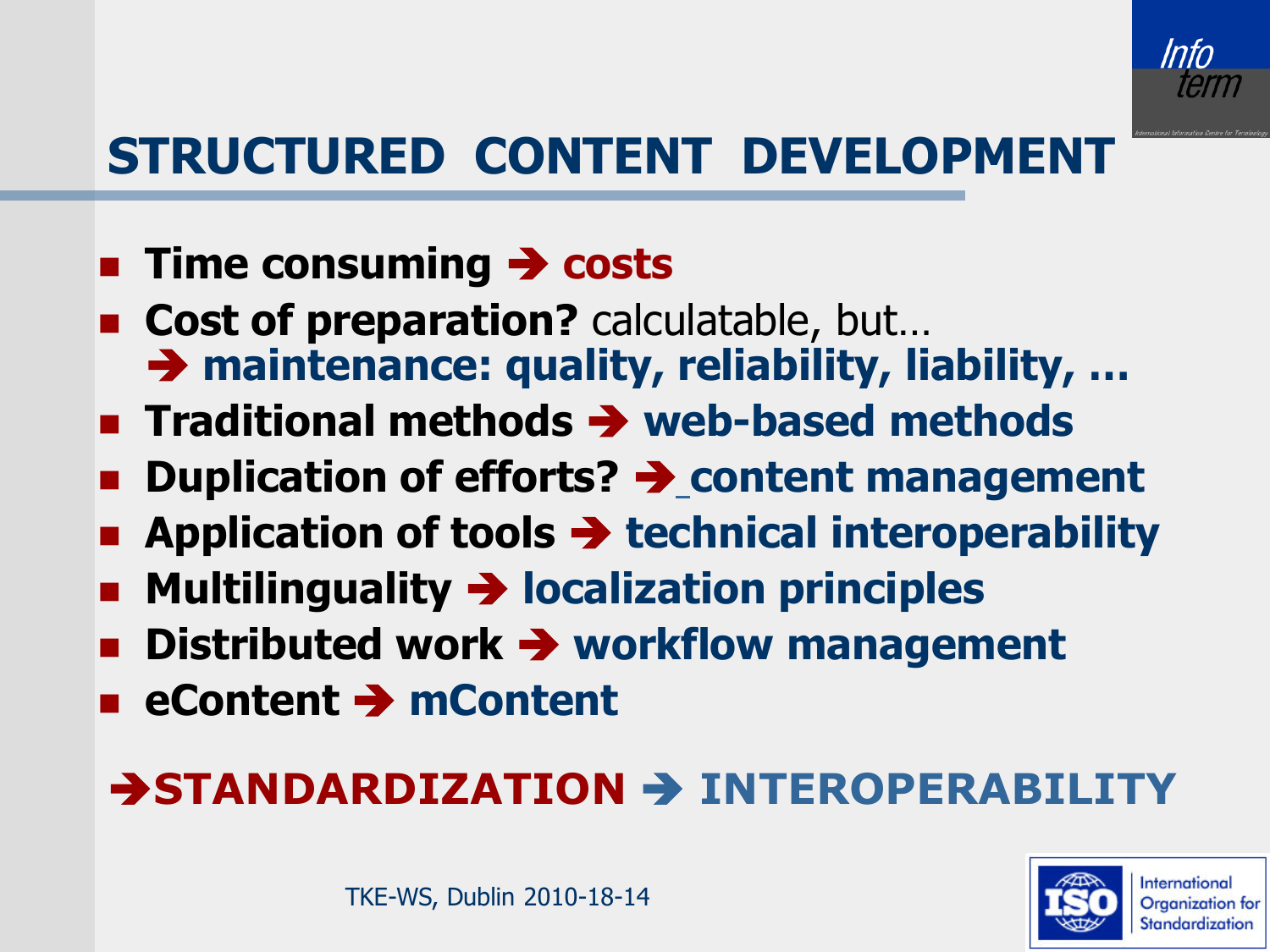# STRUCTURED CONTENT DEVELOPMENT

- **Time consuming ➔ costs**
- **Cost of preparation?** calculatable, but…
  **➔ maintenance: quality, reliability, liability, …**
- **Traditional methods ➔ web-based methods**
- **Duplication of efforts? ➔ content management**
- **Application of tools ➔ technical interoperability**
- **Multilinguality ➔ localization principles**
- **Distributed work ➔ workflow management**
- **eContent ➔ mContent**

**➔STANDARDIZATION ➔ INTEROPERABILITY**

TKE-WS, Dublin 2010-18-14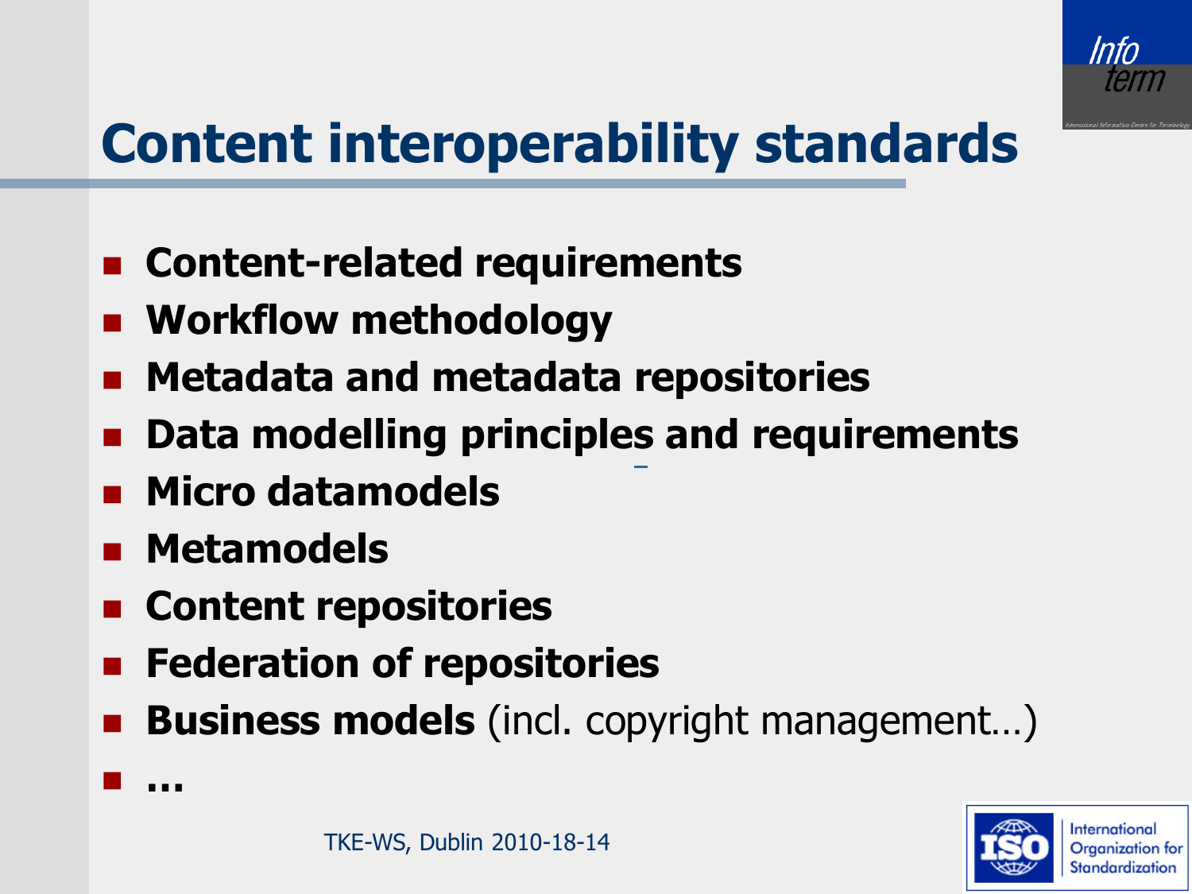# Content interoperability standards

- **Content-related requirements**
- **Workflow methodology**
- **Metadata and metadata repositories**
- **Data modelling principles and requirements**
- **Micro datamodels**
- **Metamodels**
- **Content repositories**
- **Federation of repositories**
- **Business models** (incl. copyright management…)
- **…**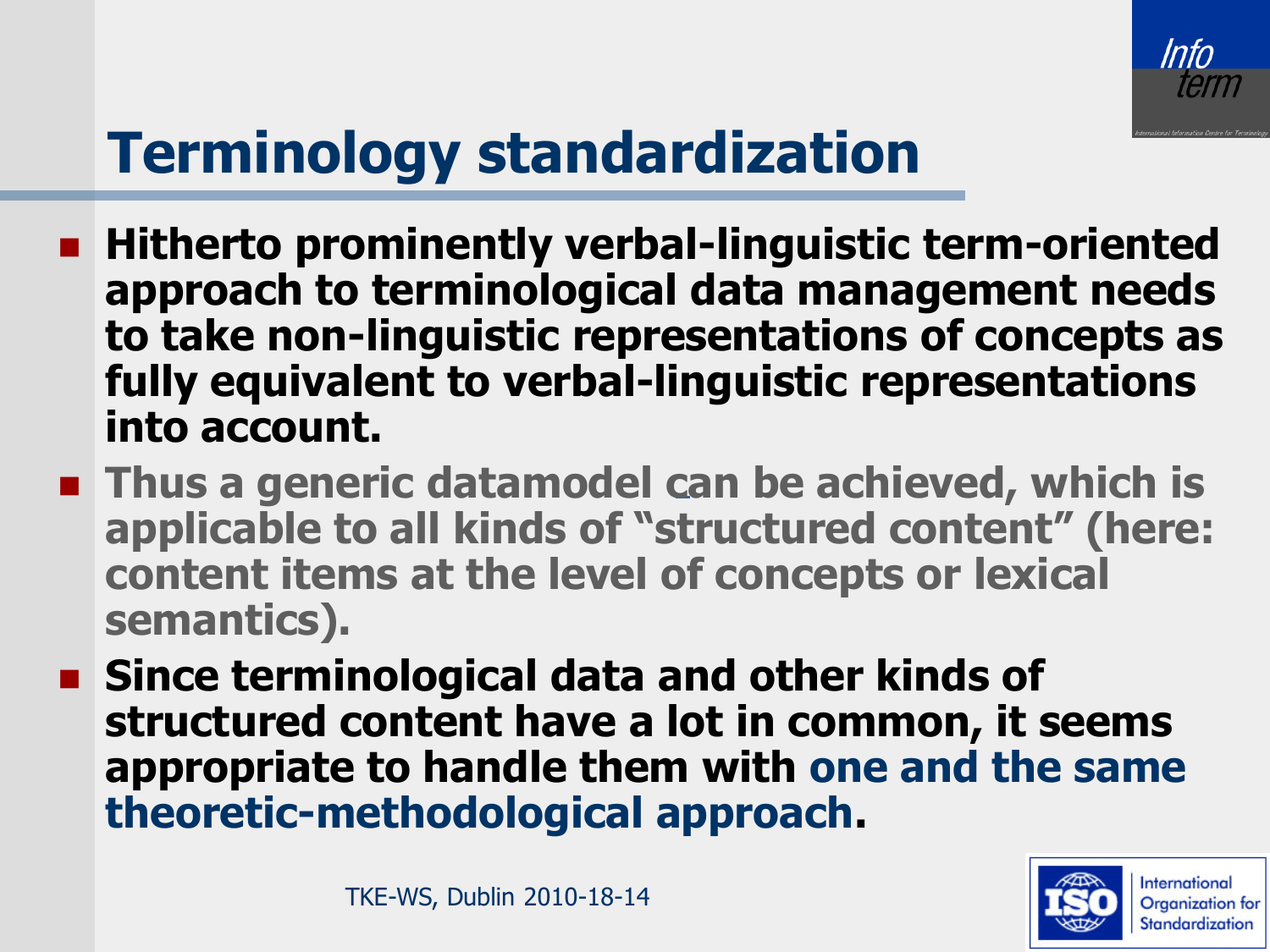# Terminology standardization

- **Hitherto prominently verbal-linguistic term-oriented approach to terminological data management needs to take non-linguistic representations of concepts as fully equivalent to verbal-linguistic representations into account.**
- **Thus a generic datamodel can be achieved, which is applicable to all kinds of "structured content" (here: content items at the level of concepts or lexical semantics).**
- **Since terminological data and other kinds of structured content have a lot in common, it seems appropriate to handle them with one and the same theoretic-methodological approach.**

TKE-WS, Dublin 2010-18-14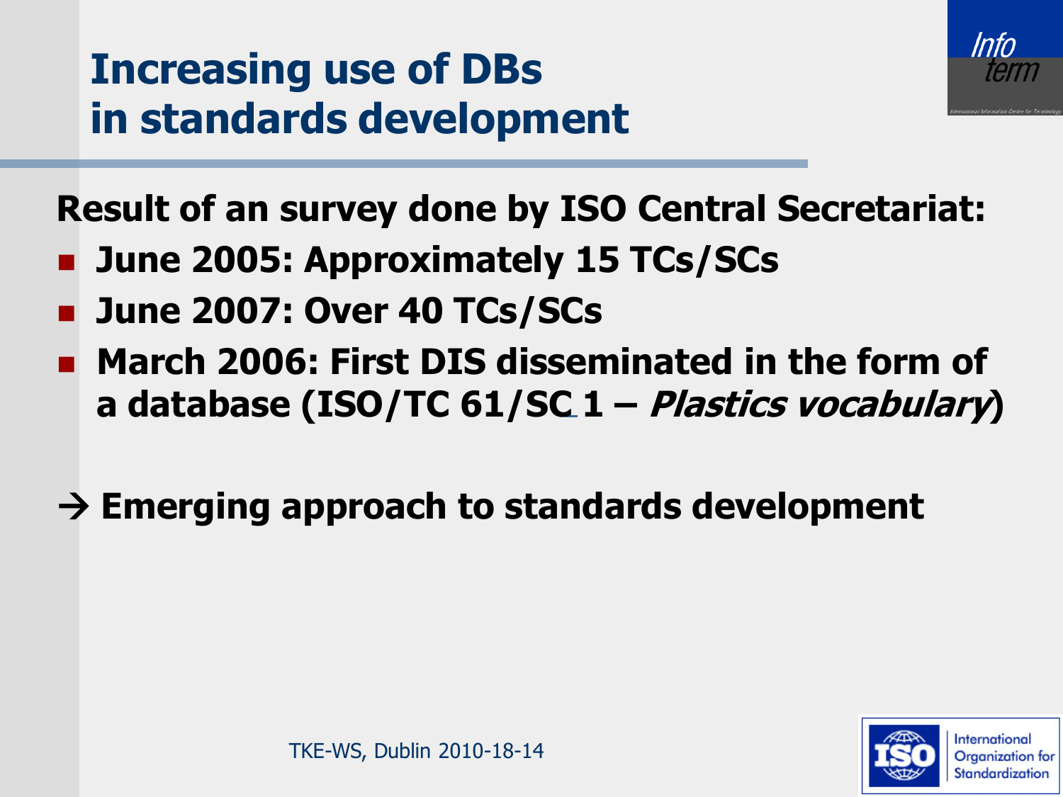# Increasing use of DBs in standards development

**Result of an survey done by ISO Central Secretariat:**

- **June 2005: Approximately 15 TCs/SCs**
- **June 2007: Over 40 TCs/SCs**
- **March 2006: First DIS disseminated in the form of a database (ISO/TC 61/SC 1 – *Plastics vocabulary*)**

**→ Emerging approach to standards development**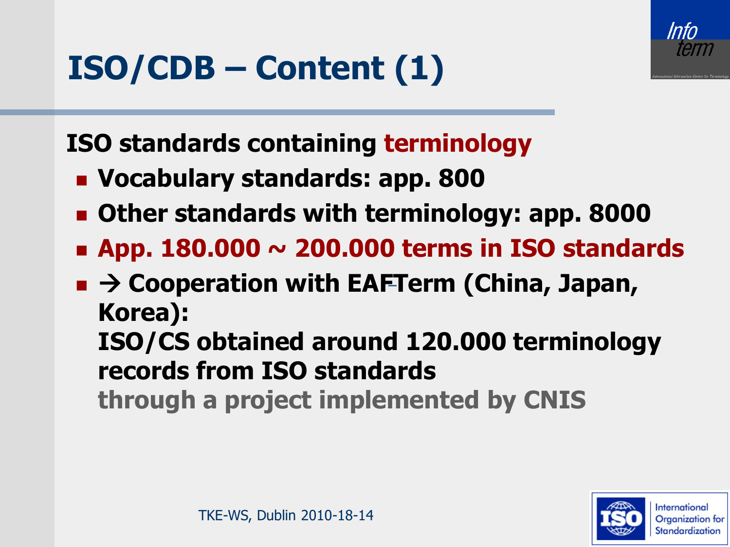# ISO/CDB – Content (1)

**ISO standards containing terminology**

- **Vocabulary standards: app. 800**
- **Other standards with terminology: app. 8000**
- **App. 180.000 ~ 200.000 terms in ISO standards**
- **→ Cooperation with EAFTerm (China, Japan, Korea): ISO/CS obtained around 120.000 terminology records from ISO standards through a project implemented by CNIS**

TKE-WS, Dublin 2010-18-14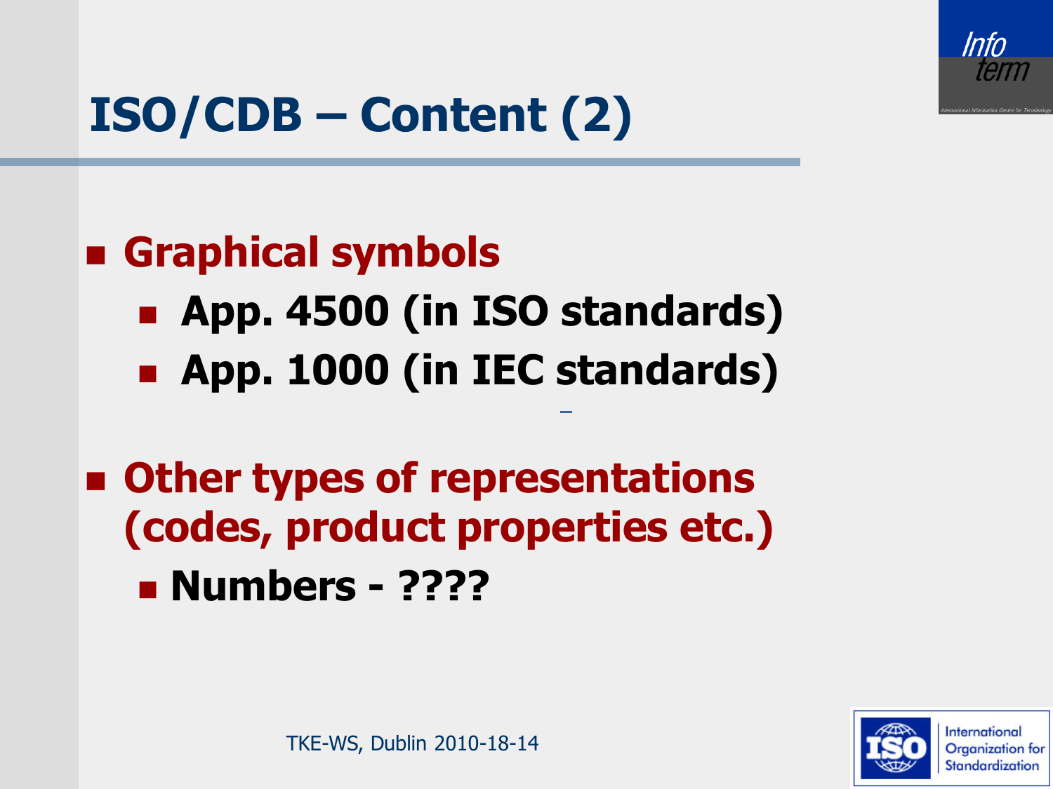# ISO/CDB – Content (2)

- **Graphical symbols**
  - **App. 4500 (in ISO standards)**
  - **App. 1000 (in IEC standards)**
- **Other types of representations (codes, product properties etc.)**
  - **Numbers - ????**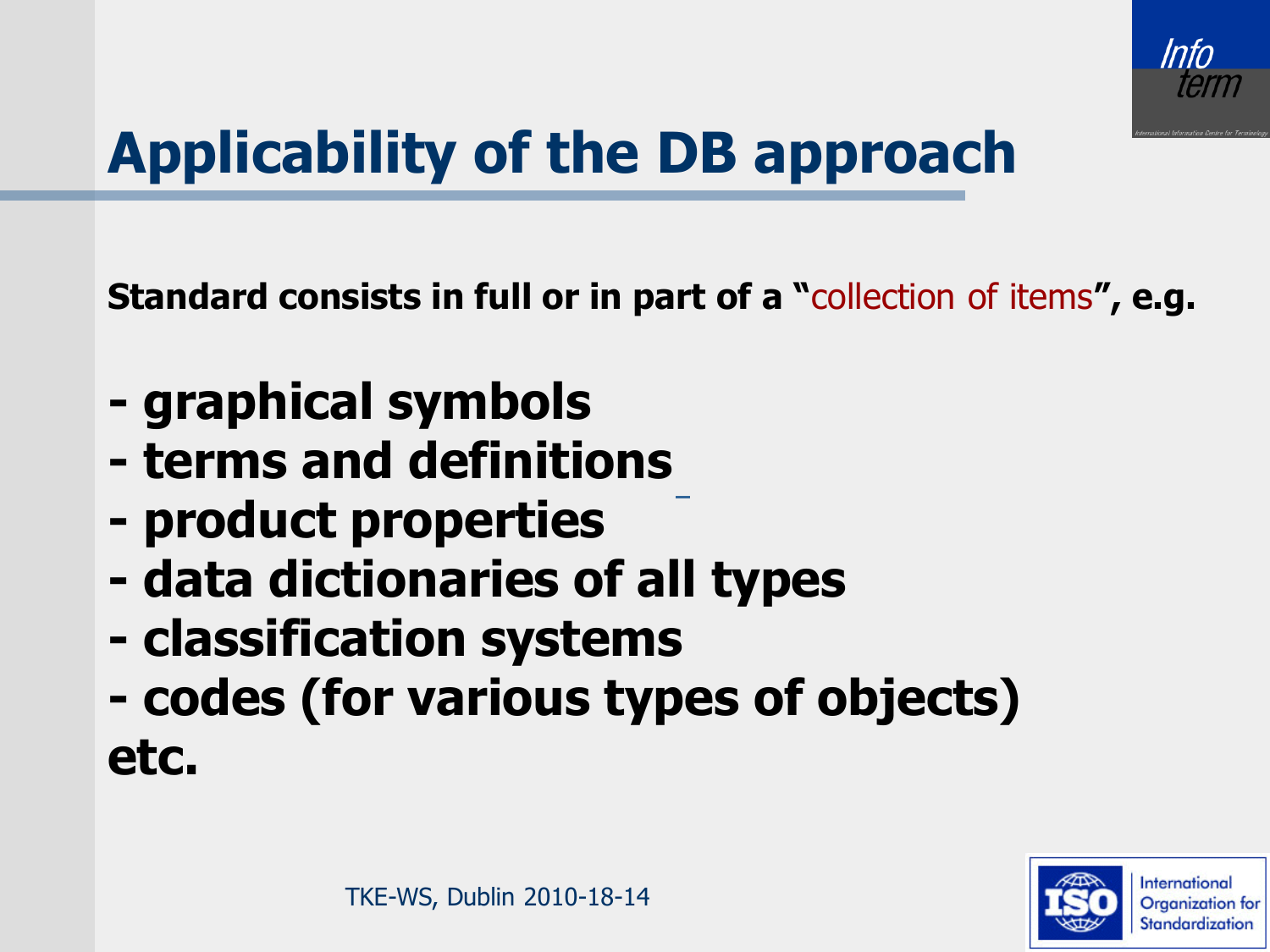# Applicability of the DB approach

**Standard consists in full or in part of a "collection of items", e.g.**

- **graphical symbols**
- **terms and definitions**
- **product properties**
- **data dictionaries of all types**
- **classification systems**
- **codes (for various types of objects)**

**etc.**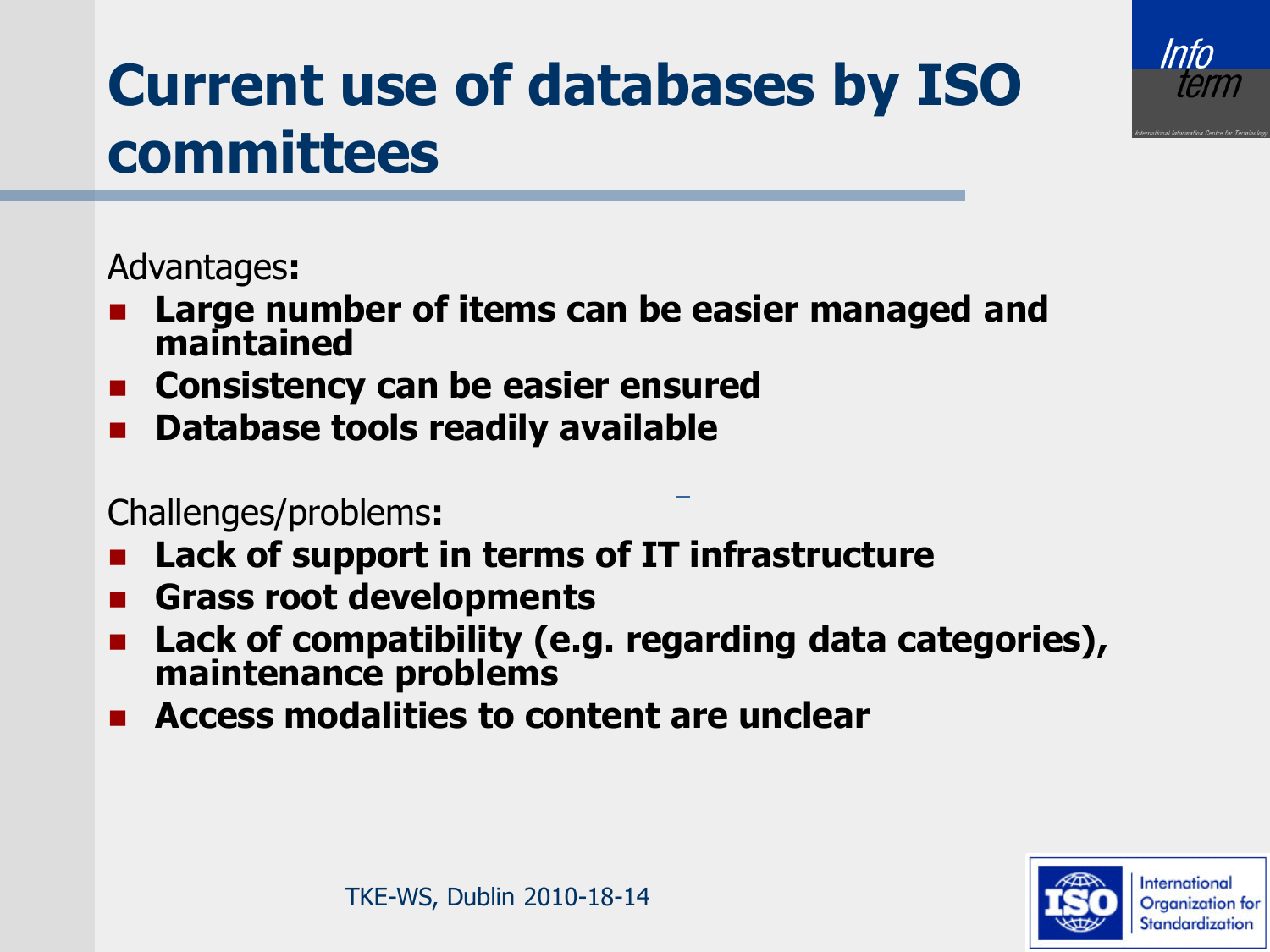# Current use of databases by ISO committees

Advantages**:**

- **Large number of items can be easier managed and maintained**
- **Consistency can be easier ensured**
- **Database tools readily available**

Challenges/problems**:**

- **Lack of support in terms of IT infrastructure**
- **Grass root developments**
- **Lack of compatibility (e.g. regarding data categories), maintenance problems**
- **Access modalities to content are unclear**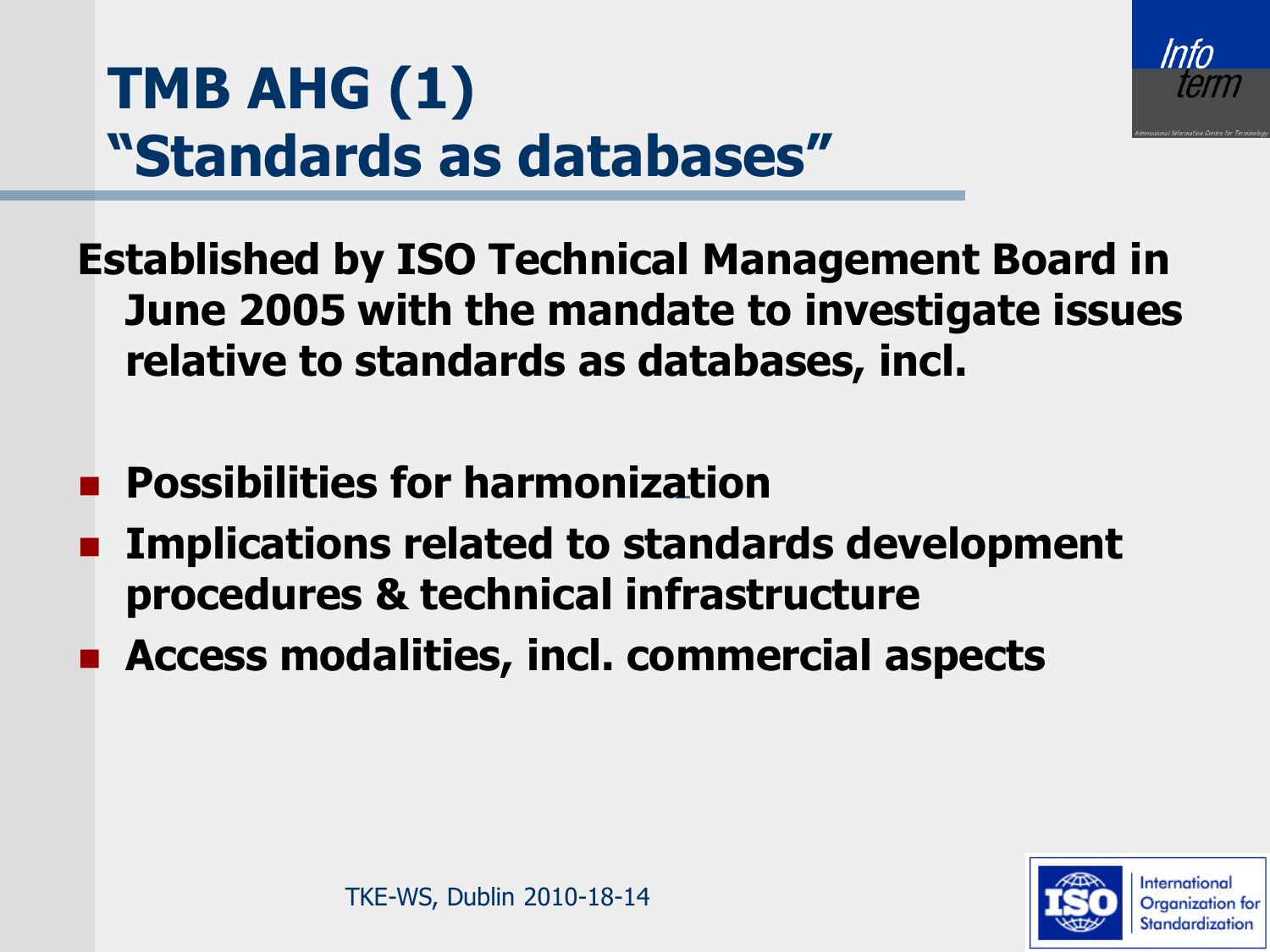# TMB AHG (1)
# "Standards as databases"

**Established by ISO Technical Management Board in June 2005 with the mandate to investigate issues relative to standards as databases, incl.**

- **Possibilities for harmonization**
- **Implications related to standards development procedures & technical infrastructure**
- **Access modalities, incl. commercial aspects**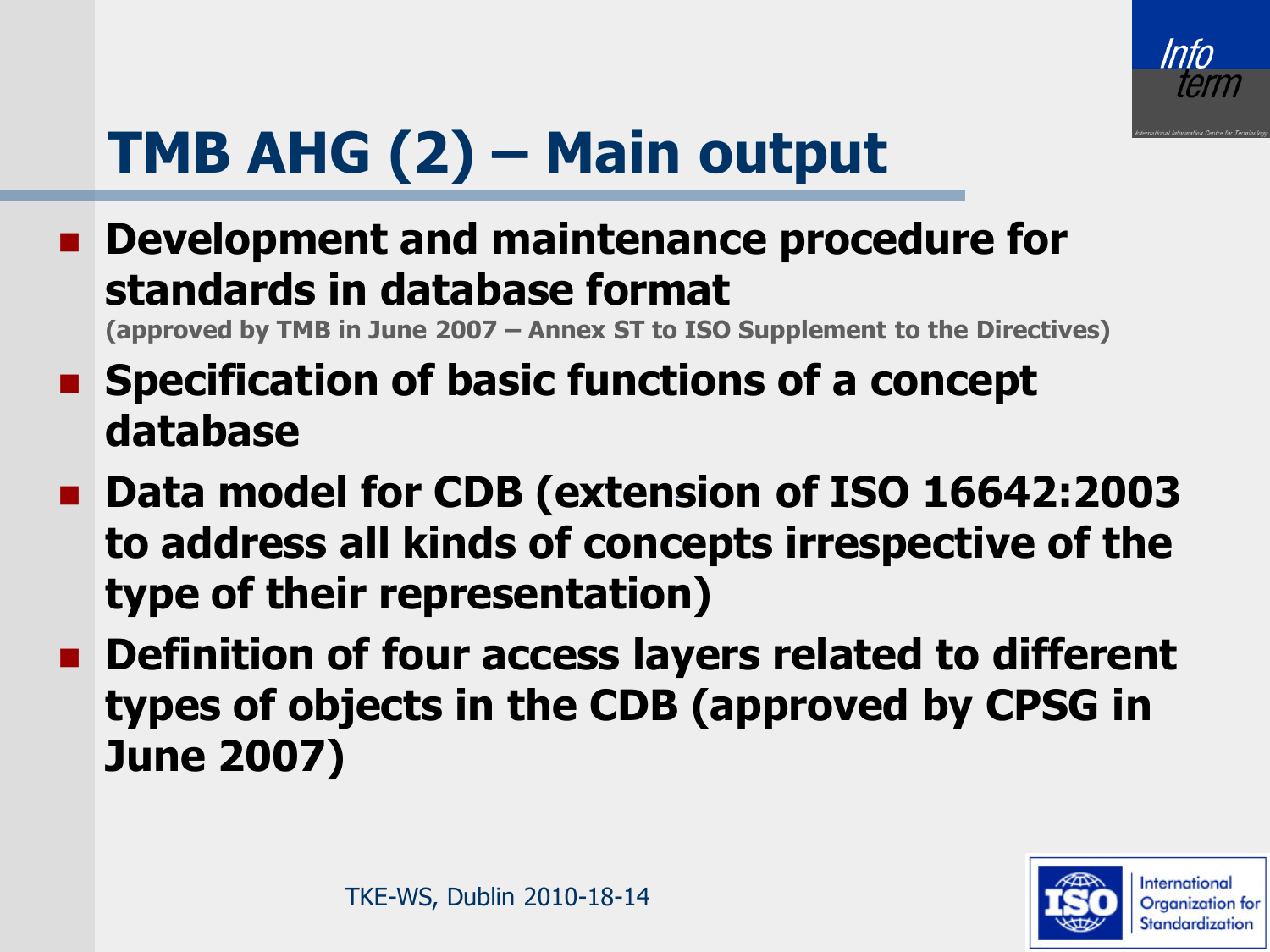# TMB AHG (2) – Main output

- **Development and maintenance procedure for standards in database format**
  **(approved by TMB in June 2007 – Annex ST to ISO Supplement to the Directives)**
- **Specification of basic functions of a concept database**
- **Data model for CDB (extension of ISO 16642:2003 to address all kinds of concepts irrespective of the type of their representation)**
- **Definition of four access layers related to different types of objects in the CDB (approved by CPSG in June 2007)**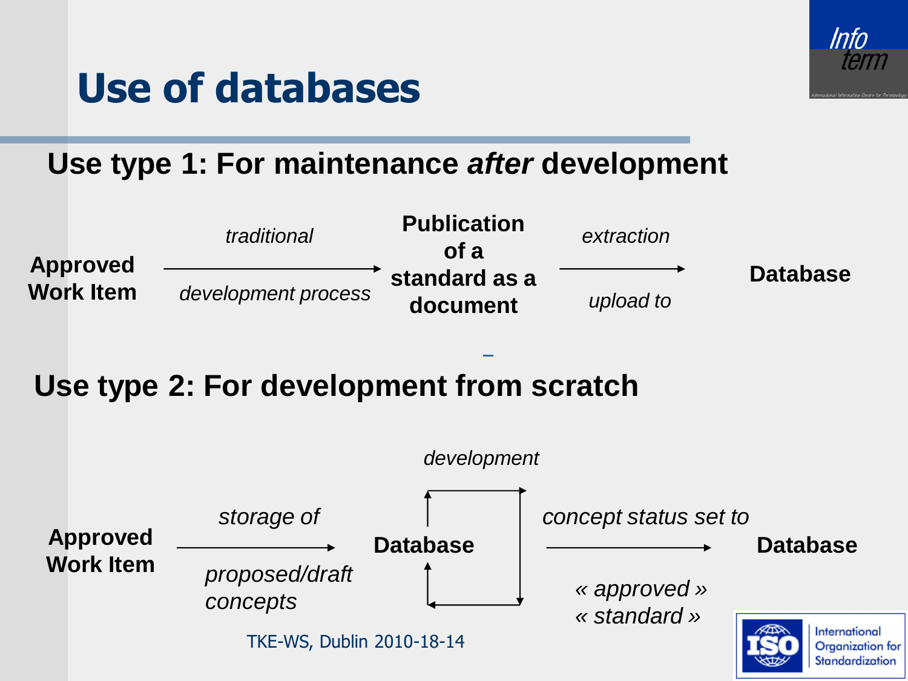# Use of databases

## Use type 1: For maintenance *after* development

**Approved Work Item** — *traditional development process* → **Publication of a standard as a document** — *extraction upload to* → **Database**

## Use type 2: For development from scratch

**Approved Work Item** — *storage of proposed/draft concepts* → **Database** (*development*) — *concept status set to « approved » « standard »* → **Database**

TKE-WS, Dublin 2010-18-14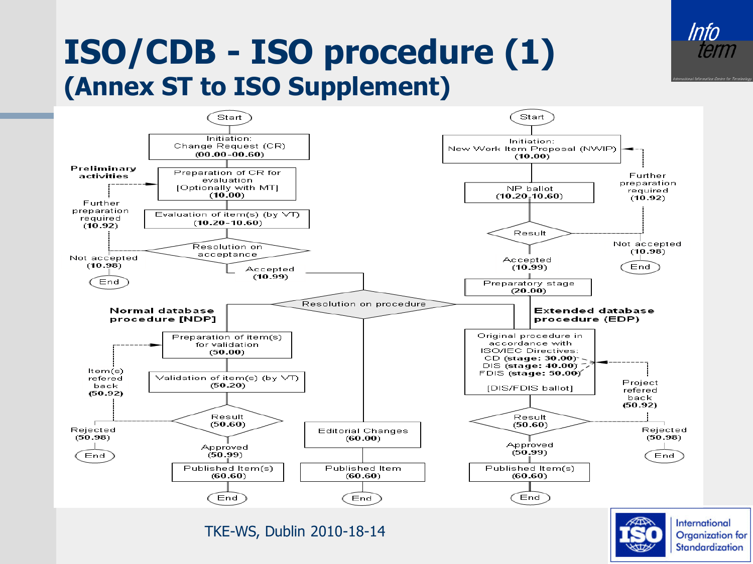# ISO/CDB - ISO procedure (1)
## (Annex ST to ISO Supplement)

Start

Initiation: Change Request (CR) **(00.00-00.60)**

Preliminary activities

Preparation of CR for evaluation [Optionally with MT] **(10.00)**

Further preparation required **(10.92)**

Evaluation of item(s) (by VT) **(10.20-10.60)**

Resolution on acceptance

Not accepted **(10.98)**

End

Accepted **(10.99)**

Start

Initiation: New Work Item Proposal (NWIP) **(10.00)**

NP ballot **(10.20-10.60)**

Further preparation required **(10.92)**

Result

Not accepted **(10.98)**

End

Accepted **(10.99)**

Preparatory stage **(20.00)**

Resolution on procedure

**Normal database procedure [NDP]**

Preparation of item(s) for validation **(50.00)**

Item(s) refered back **(50.92)**

Validation of item(s) (by VT) **(50.20)**

Result **(50.60)**

Rejected **(50.98)**

End

Approved **(50.99)**

Published Item(s) **(60.60)**

End

Editorial Changes **(60.00)**

Published Item **(60.60)**

End

**Extended database procedure (EDP)**

Original procedure in accordance with ISO/IEC Directives: CD **(stage: 30.00)** DIS **(stage: 40.00)** FDIS **(stage: 50.00)** [DIS/FDIS ballot]

Project refered back **(50.92)**

Result **(50.60)**

Rejected **(50.98)**

End

Approved **(50.99)**

Published Item(s) **(60.60)**

End

TKE-WS, Dublin 2010-18-14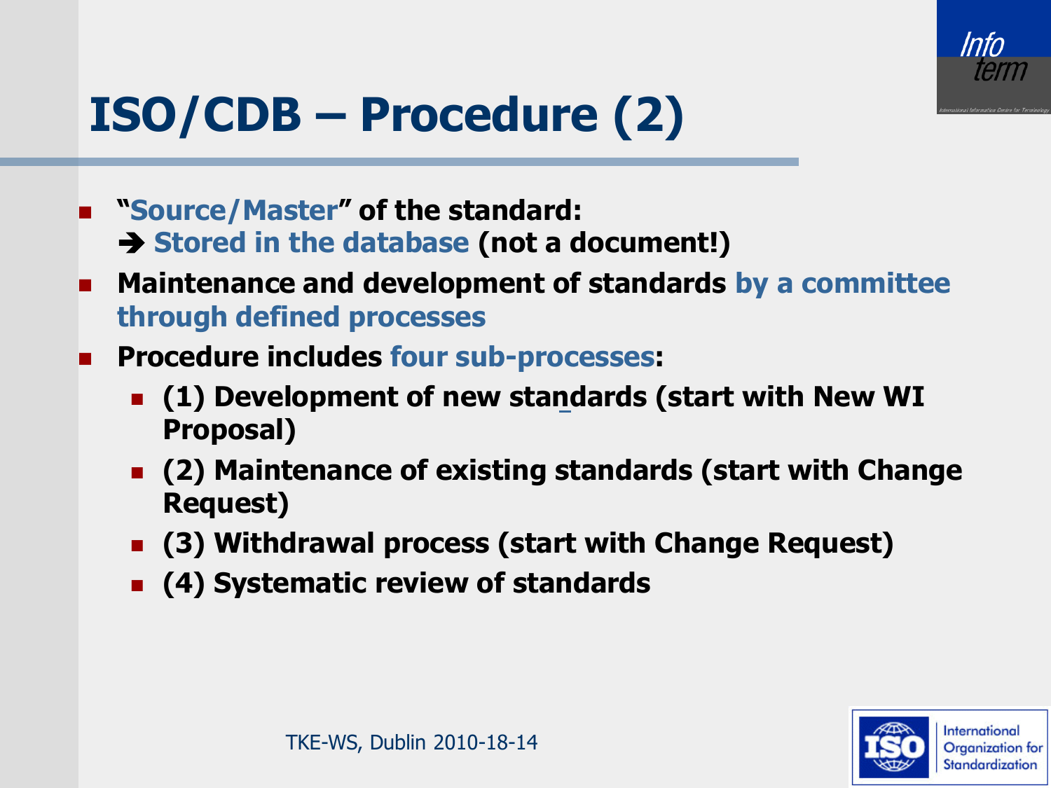# ISO/CDB – Procedure (2)

- **"Source/Master" of the standard:**
  **➔ Stored in the database (not a document!)**
- **Maintenance and development of standards by a committee through defined processes**
- **Procedure includes four sub-processes:**
  - **(1) Development of new standards (start with New WI Proposal)**
  - **(2) Maintenance of existing standards (start with Change Request)**
  - **(3) Withdrawal process (start with Change Request)**
  - **(4) Systematic review of standards**

TKE-WS, Dublin 2010-18-14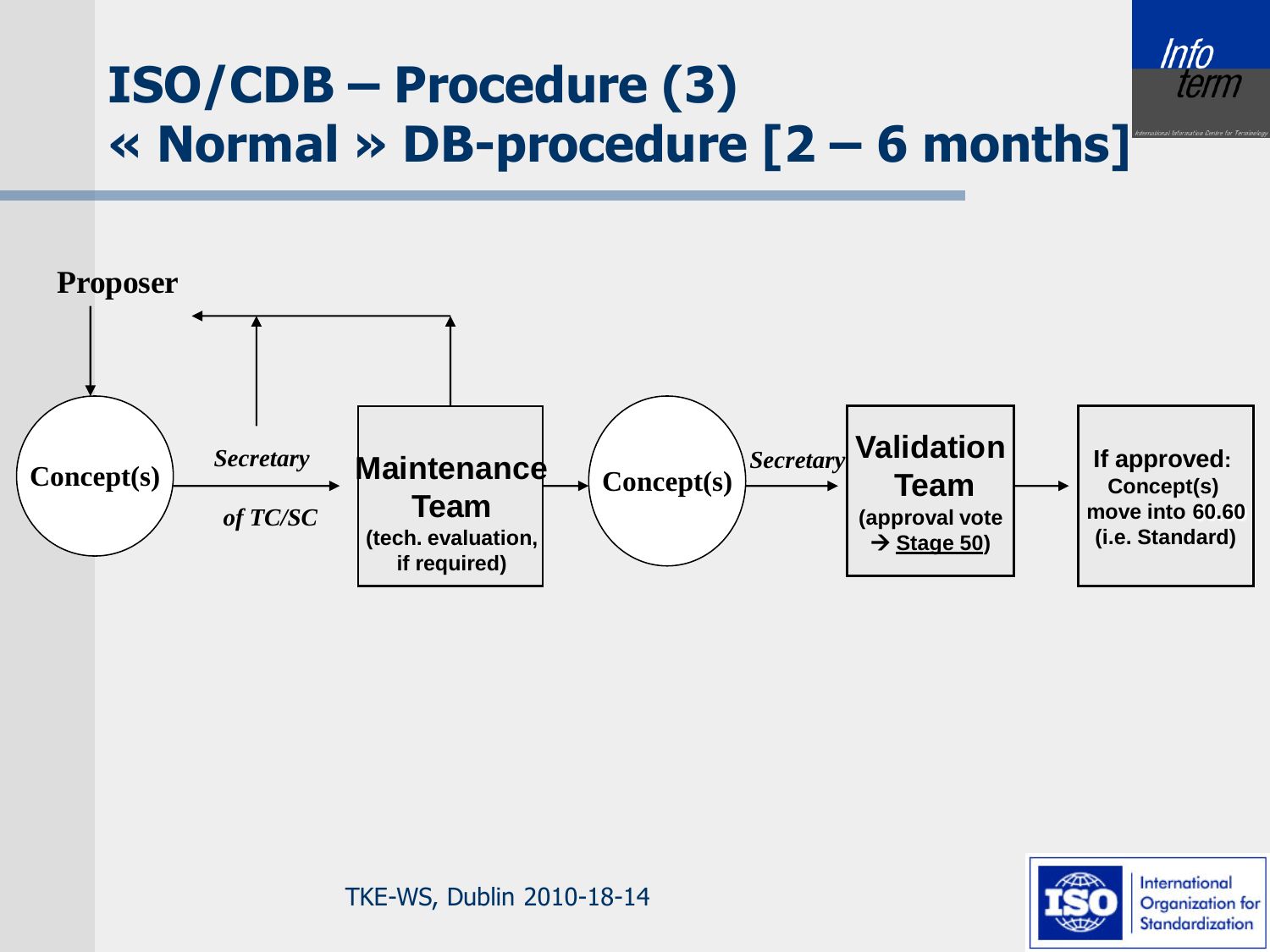# ISO/CDB – Procedure (3)
# « Normal » DB-procedure [2 – 6 months]

**Proposer**

**Concept(s)** → *Secretary of TC/SC* → **Maintenance Team** (tech. evaluation, if required) → **Concept(s)** → *Secretary* → **Validation Team** (approval vote → Stage 50) → **If approved:** Concept(s) move into 60.60 (i.e. Standard)

TKE-WS, Dublin 2010-18-14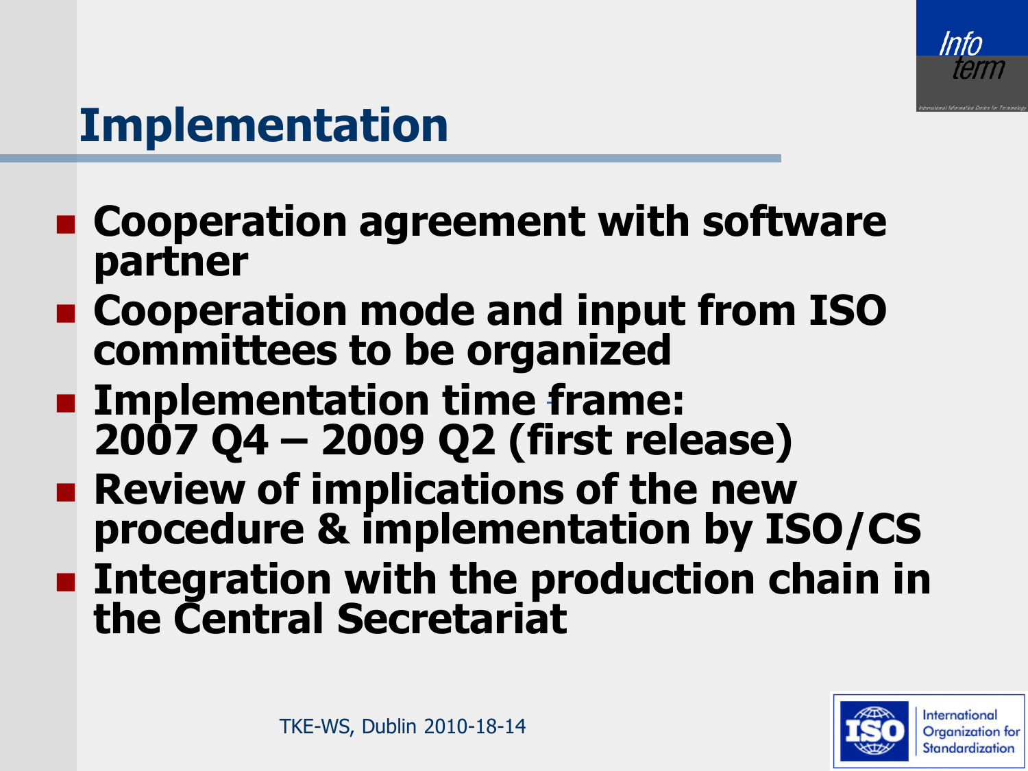# Implementation

- **Cooperation agreement with software partner**
- **Cooperation mode and input from ISO committees to be organized**
- **Implementation time frame: 2007 Q4 – 2009 Q2 (first release)**
- **Review of implications of the new procedure & implementation by ISO/CS**
- **Integration with the production chain in the Central Secretariat**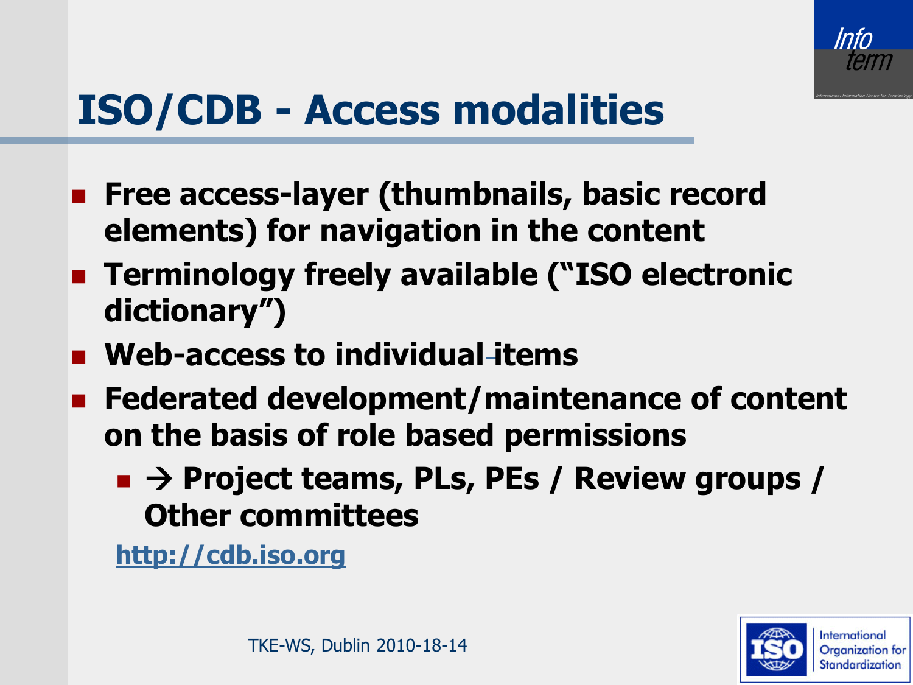# ISO/CDB - Access modalities

- **Free access-layer (thumbnails, basic record elements) for navigation in the content**
- **Terminology freely available ("ISO electronic dictionary")**
- **Web-access to individual items**
- **Federated development/maintenance of content on the basis of role based permissions**
  - **→ Project teams, PLs, PEs / Review groups / Other committees**

**http://cdb.iso.org**

TKE-WS, Dublin 2010-18-14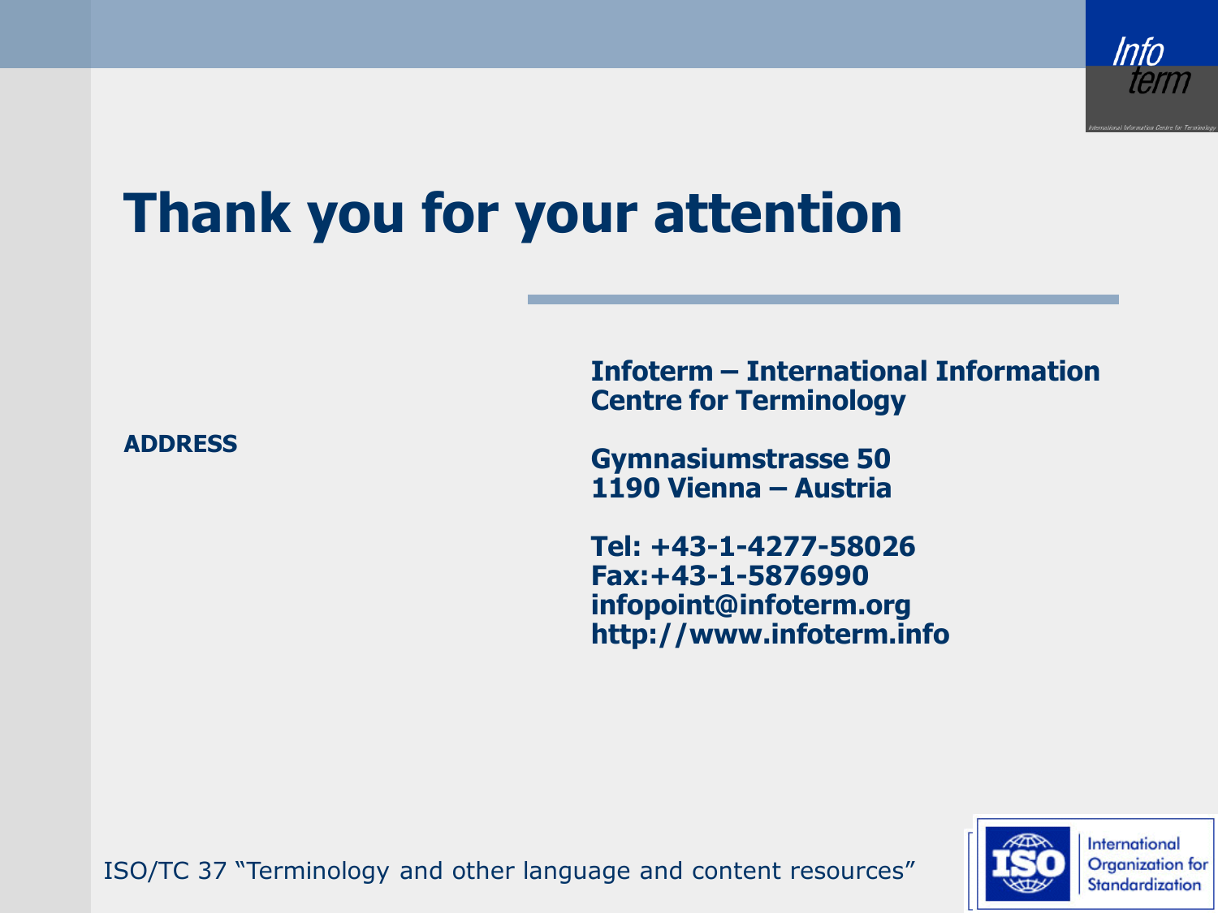# Thank you for your attention

**ADDRESS**

**Infoterm – International Information Centre for Terminology**

**Gymnasiumstrasse 50**
**1190 Vienna – Austria**

**Tel: +43-1-4277-58026**
**Fax:+43-1-5876990**
**infopoint@infoterm.org**
**http://www.infoterm.info**

ISO/TC 37 “Terminology and other language and content resources”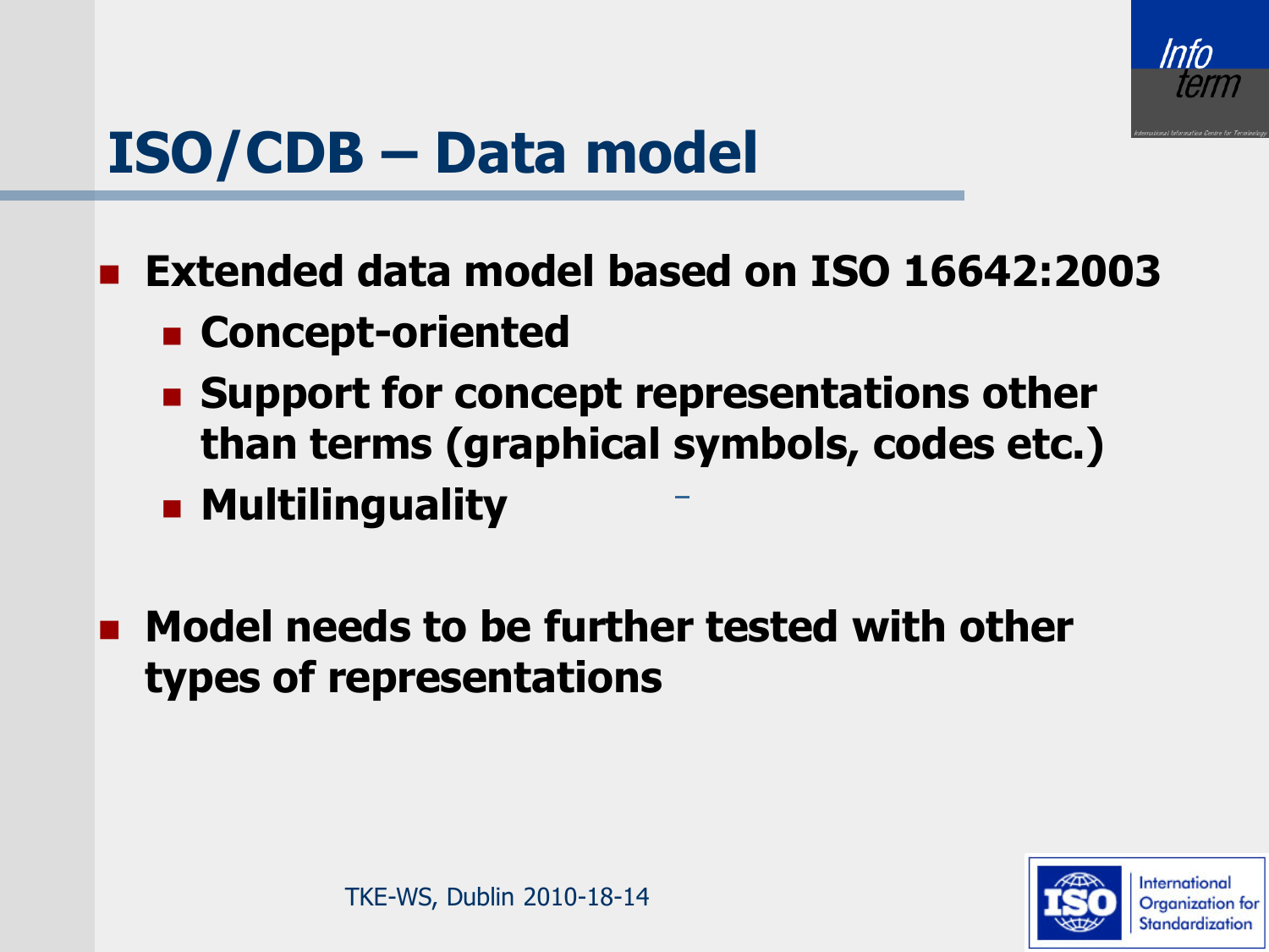# ISO/CDB – Data model

- Extended data model based on ISO 16642:2003
  - Concept-oriented
  - Support for concept representations other than terms (graphical symbols, codes etc.)
  - Multilinguality
- Model needs to be further tested with other types of representations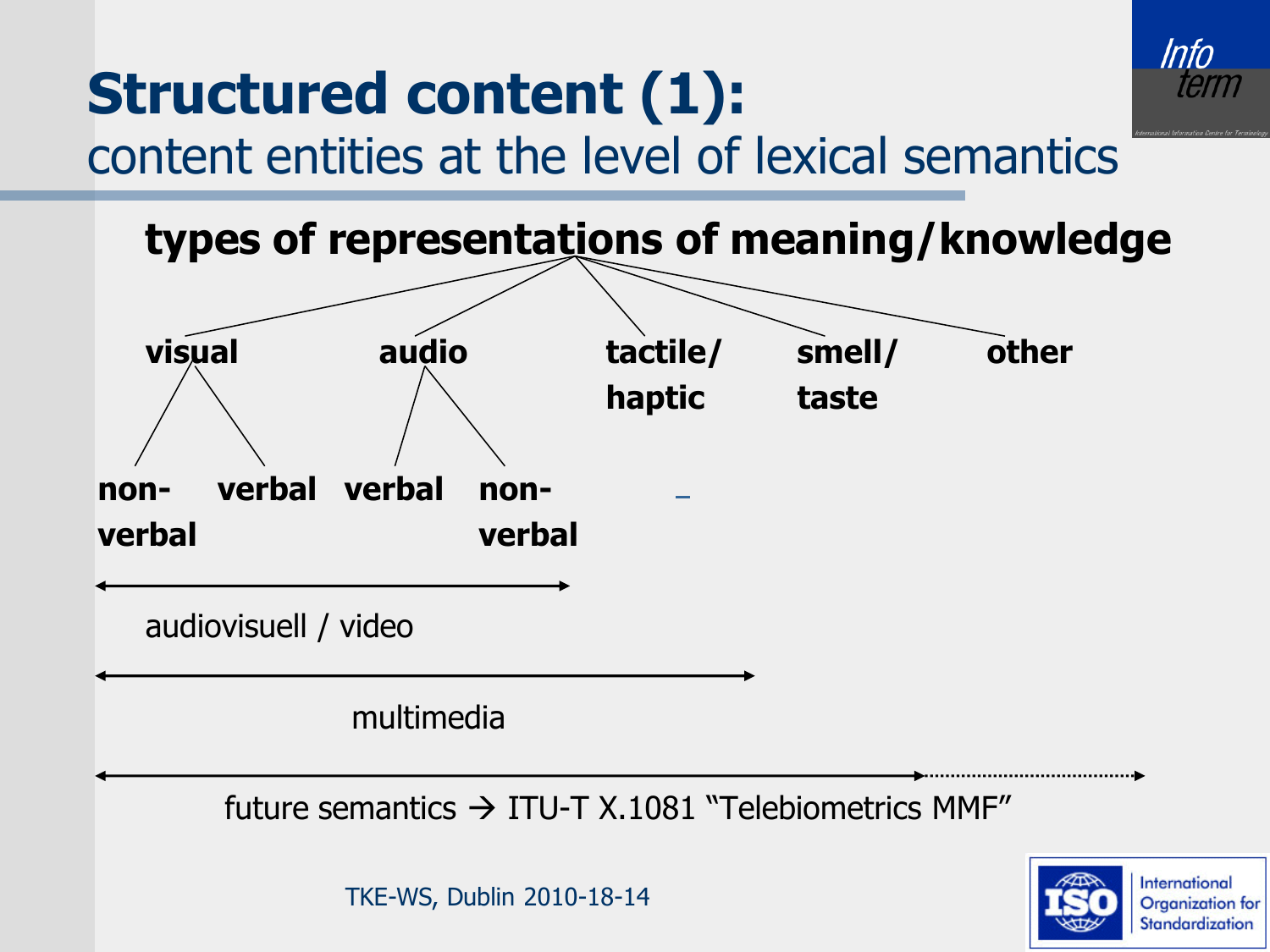# Structured content (1):

## content entities at the level of lexical semantics

**types of representations of meaning/knowledge**

- **visual**
  - **non-verbal**
  - **verbal**
- **audio**
  - **verbal**
  - **non-verbal**
- **tactile/ haptic**
- **smell/ taste**
- **other**

audiovisuell / video

multimedia

future semantics → ITU-T X.1081 "Telebiometrics MMF"

TKE-WS, Dublin 2010-18-14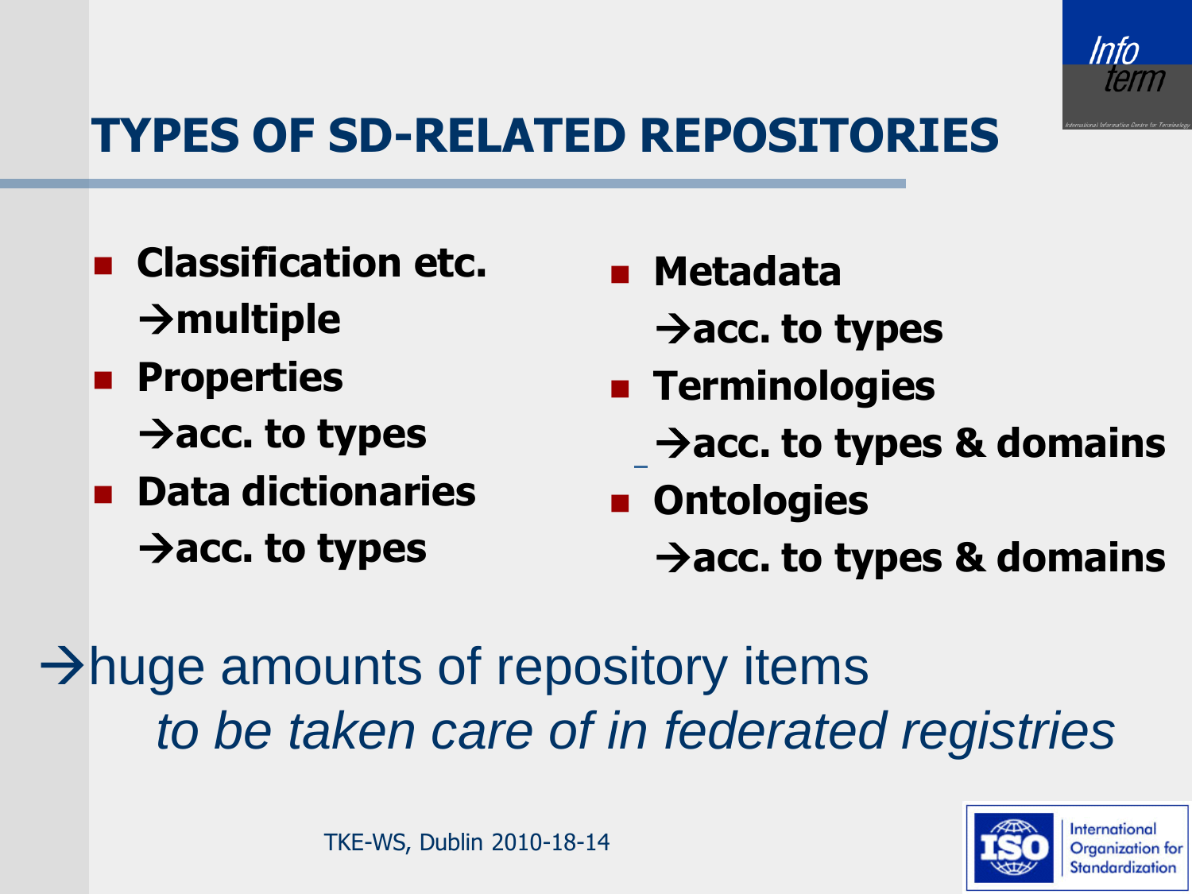# TYPES OF SD-RELATED REPOSITORIES

- **Classification etc.**
  **→multiple**
- **Properties**
  **→acc. to types**
- **Data dictionaries**
  **→acc. to types**
- **Metadata**
  **→acc. to types**
- **Terminologies**
  **→acc. to types & domains**
- **Ontologies**
  **→acc. to types & domains**

→huge amounts of repository items
*to be taken care of in federated registries*

TKE-WS, Dublin 2010-18-14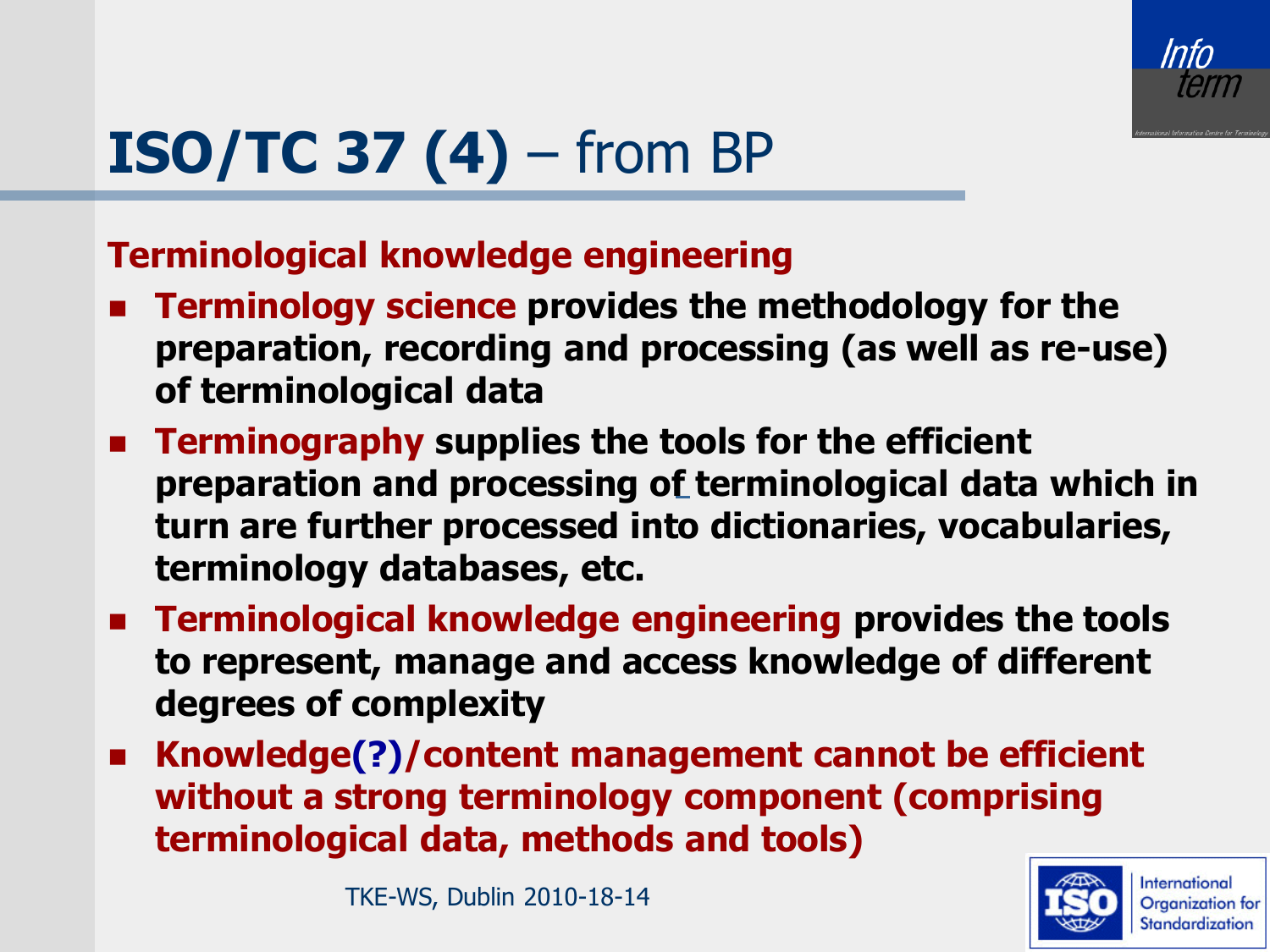# ISO/TC 37 (4) – from BP

**Terminological knowledge engineering**

- **Terminology science provides the methodology for the preparation, recording and processing (as well as re-use) of terminological data**
- **Terminography supplies the tools for the efficient preparation and processing of terminological data which in turn are further processed into dictionaries, vocabularies, terminology databases, etc.**
- **Terminological knowledge engineering provides the tools to represent, manage and access knowledge of different degrees of complexity**
- **Knowledge(?)/content management cannot be efficient without a strong terminology component (comprising terminological data, methods and tools)**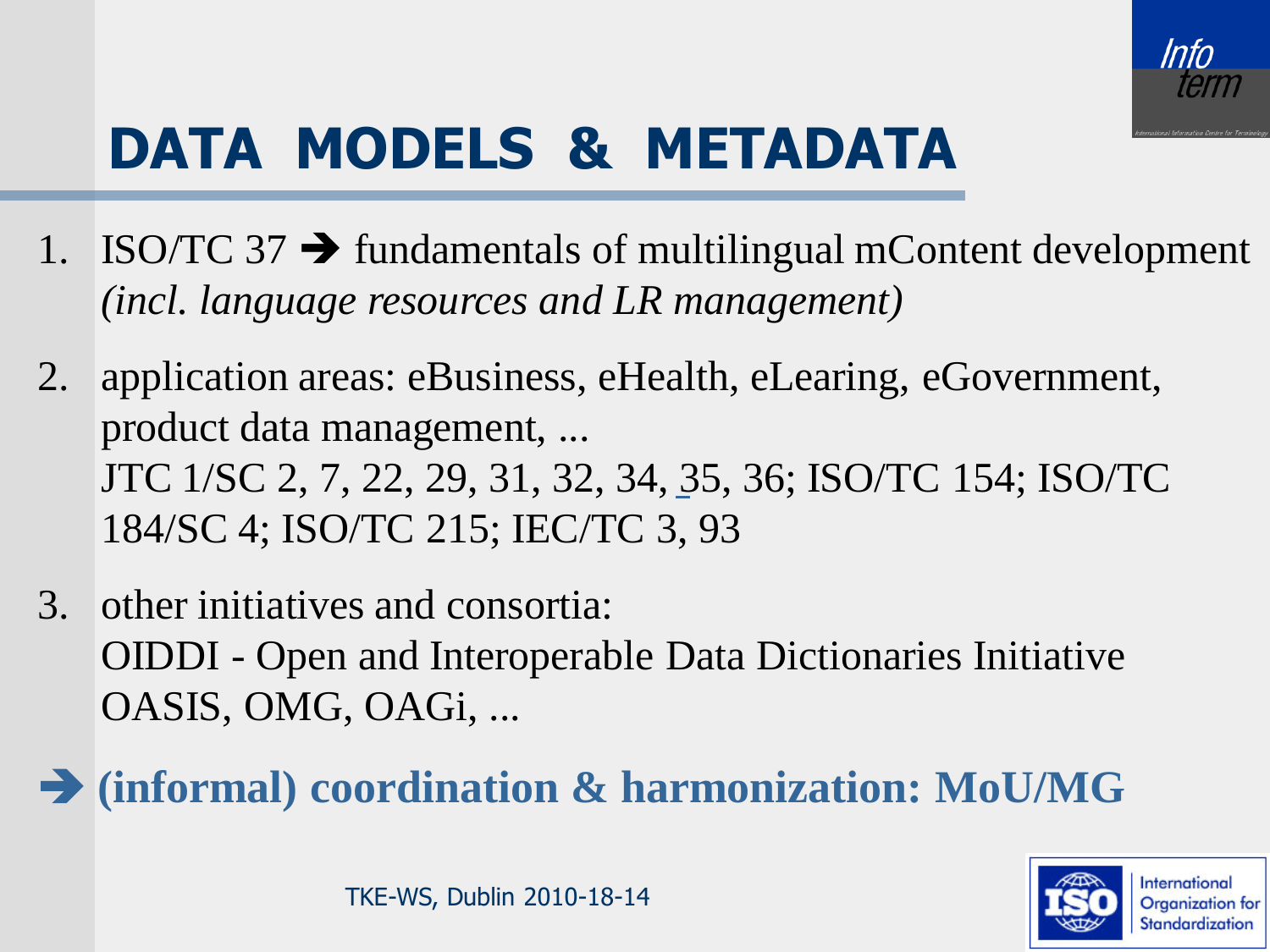# DATA MODELS & METADATA

1. ISO/TC 37 ➔ fundamentals of multilingual mContent development *(incl. language resources and LR management)*
2. application areas: eBusiness, eHealth, eLearing, eGovernment, product data management, ...
   JTC 1/SC 2, 7, 22, 29, 31, 32, 34, 35, 36; ISO/TC 154; ISO/TC 184/SC 4; ISO/TC 215; IEC/TC 3, 93
3. other initiatives and consortia:
   OIDDI - Open and Interoperable Data Dictionaries Initiative
   OASIS, OMG, OAGi, ...

➔ **(informal) coordination & harmonization: MoU/MG**

TKE-WS, Dublin 2010-18-14